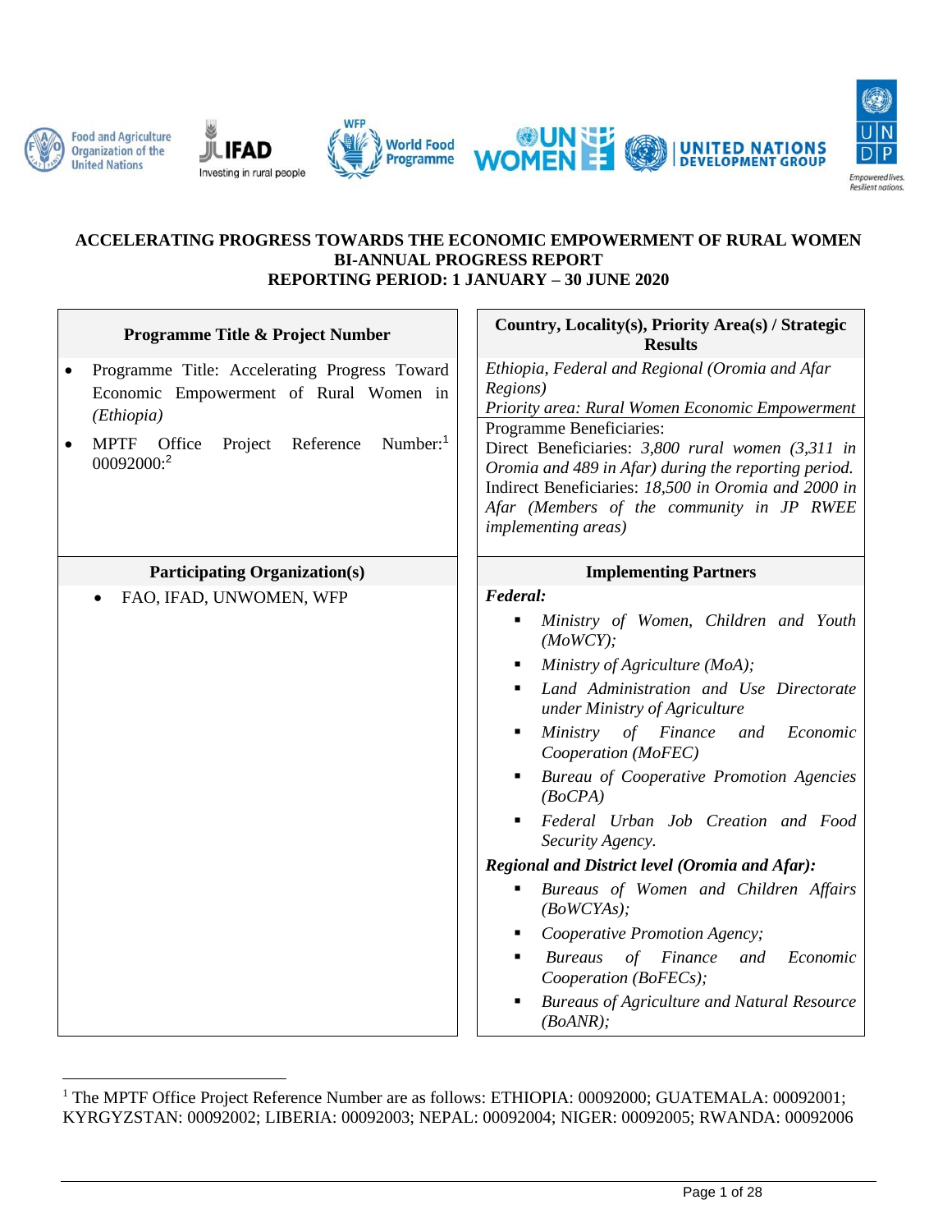**ACCELERATING PROGRESS TOWARDS THE ECONOMIC EMPOWERMENT OF RURAL WOMEN**
**BI-ANNUAL PROGRESS REPORT**
**REPORTING PERIOD: 1 JANUARY – 30 JUNE 2020**

| Programme Title & Project Number | Country, Locality(s), Priority Area(s) / Strategic Results |
|---|---|
| • Programme Title: Accelerating Progress Toward Economic Empowerment of Rural Women in *(Ethiopia)*<br>• MPTF Office Project Reference Number:[1] 00092000:[2] | *Ethiopia, Federal and Regional (Oromia and Afar Regions)*<br>*Priority area: Rural Women Economic Empowerment*<br>Programme Beneficiaries:<br>Direct Beneficiaries: *3,800 rural women (3,311 in Oromia and 489 in Afar) during the reporting period.*<br>Indirect Beneficiaries: *18,500 in Oromia and 2000 in Afar (Members of the community in JP RWEE implementing areas)* |
| **Participating Organization(s)** | **Implementing Partners** |
| • FAO, IFAD, UNWOMEN, WFP | ***Federal:***<br>▪ *Ministry of Women, Children and Youth (MoWCY);*<br>▪ *Ministry of Agriculture (MoA);*<br>▪ *Land Administration and Use Directorate under Ministry of Agriculture*<br>▪ *Ministry of Finance and Economic Cooperation (MoFEC)*<br>▪ *Bureau of Cooperative Promotion Agencies (BoCPA)*<br>▪ *Federal Urban Job Creation and Food Security Agency.*<br>***Regional and District level (Oromia and Afar):***<br>▪ *Bureaus of Women and Children Affairs (BoWCYAs);*<br>▪ *Cooperative Promotion Agency;*<br>▪ *Bureaus of Finance and Economic Cooperation (BoFECs);*<br>▪ *Bureaus of Agriculture and Natural Resource (BoANR);* |

[1] The MPTF Office Project Reference Number are as follows: ETHIOPIA: 00092000; GUATEMALA: 00092001; KYRGYZSTAN: 00092002; LIBERIA: 00092003; NEPAL: 00092004; NIGER: 00092005; RWANDA: 00092006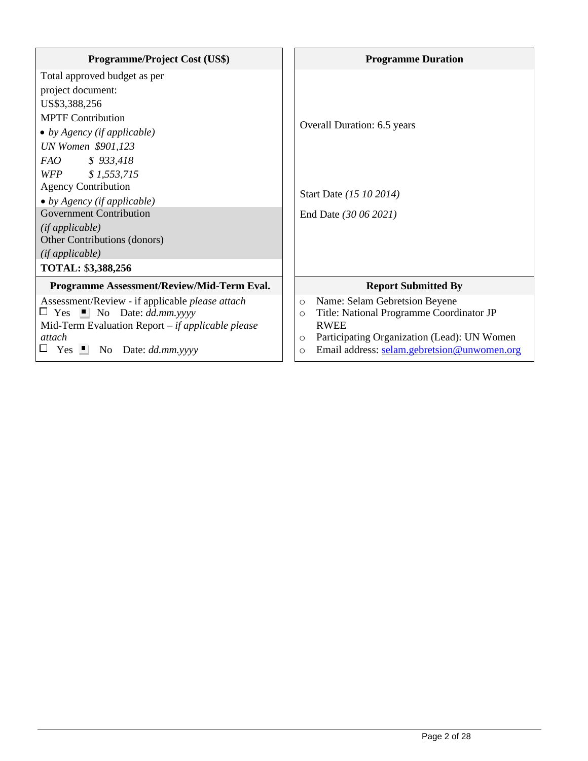| Programme/Project Cost (US$) | Programme Duration |
|---|---|
| Total approved budget as per project document: US$3,388,256<br>MPTF Contribution<br>• *by Agency (if applicable)*<br>*UN Women $901,123*<br>*FAO $ 933,418*<br>*WFP $ 1,553,715*<br>Agency Contribution<br>• *by Agency (if applicable)*<br>Government Contribution<br>*(if applicable)*<br>Other Contributions (donors)<br>*(if applicable)*<br>**TOTAL: $3,388,256** | Overall Duration: 6.5 years<br><br>Start Date *(15 10 2014)*<br><br>End Date *(30 06 2021)* |

| Programme Assessment/Review/Mid-Term Eval. | Report Submitted By |
|---|---|
| Assessment/Review - if applicable *please attach*<br>☐ Yes ■ No Date: *dd.mm.yyyy*<br>Mid-Term Evaluation Report – *if applicable please attach*<br>☐ Yes ■ No Date: *dd.mm.yyyy* | ○ Name: Selam Gebretsion Beyene<br>○ Title: National Programme Coordinator JP RWEE<br>○ Participating Organization (Lead): UN Women<br>○ Email address: selam.gebretsion@unwomen.org |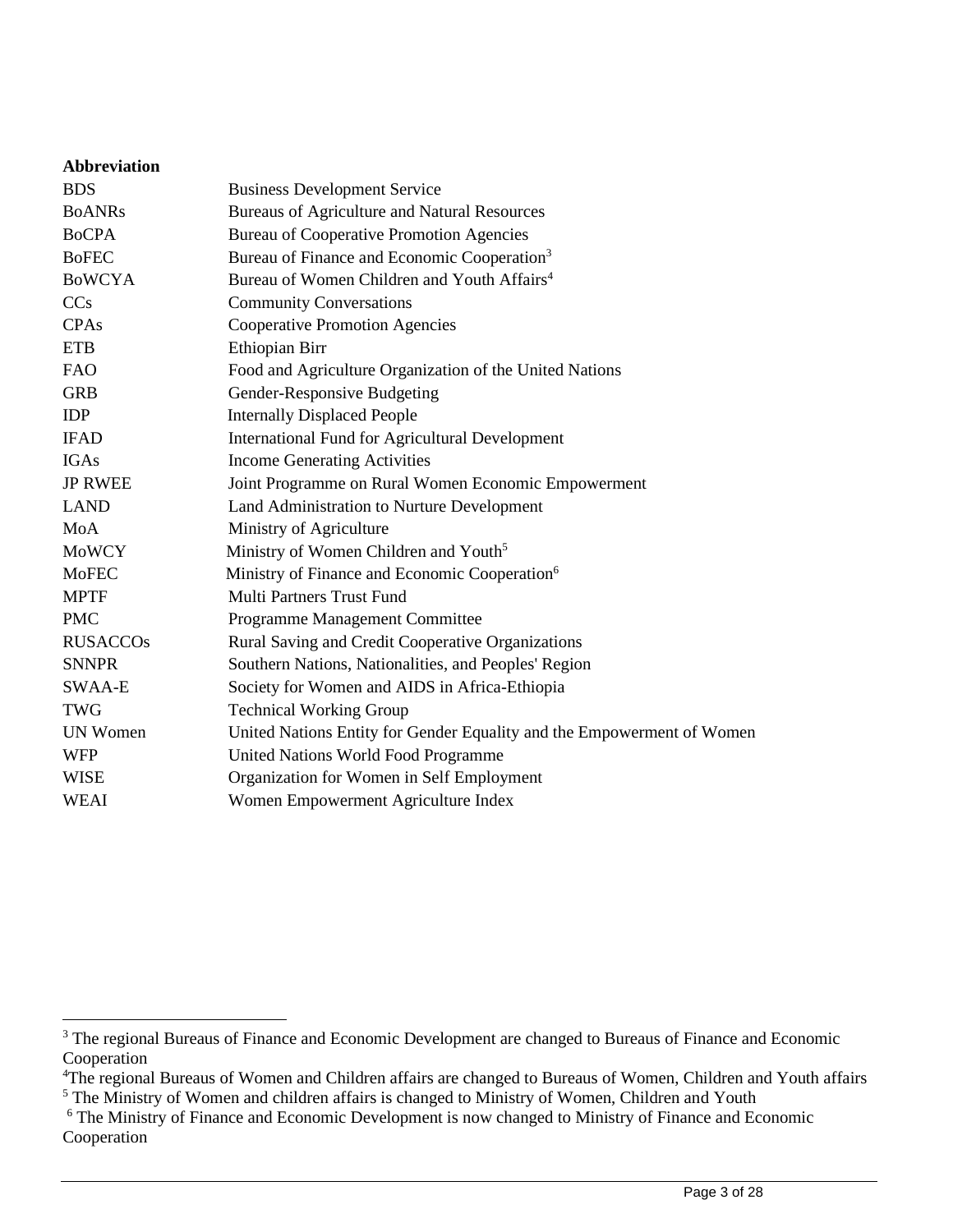**Abbreviation**

| | |
|---|---|
| BDS | Business Development Service |
| BoANRs | Bureaus of Agriculture and Natural Resources |
| BoCPA | Bureau of Cooperative Promotion Agencies |
| BoFEC | Bureau of Finance and Economic Cooperation[3] |
| BoWCYA | Bureau of Women Children and Youth Affairs[4] |
| CCs | Community Conversations |
| CPAs | Cooperative Promotion Agencies |
| ETB | Ethiopian Birr |
| FAO | Food and Agriculture Organization of the United Nations |
| GRB | Gender-Responsive Budgeting |
| IDP | Internally Displaced People |
| IFAD | International Fund for Agricultural Development |
| IGAs | Income Generating Activities |
| JP RWEE | Joint Programme on Rural Women Economic Empowerment |
| LAND | Land Administration to Nurture Development |
| MoA | Ministry of Agriculture |
| MoWCY | Ministry of Women Children and Youth[5] |
| MoFEC | Ministry of Finance and Economic Cooperation[6] |
| MPTF | Multi Partners Trust Fund |
| PMC | Programme Management Committee |
| RUSACCOs | Rural Saving and Credit Cooperative Organizations |
| SNNPR | Southern Nations, Nationalities, and Peoples' Region |
| SWAA-E | Society for Women and AIDS in Africa-Ethiopia |
| TWG | Technical Working Group |
| UN Women | United Nations Entity for Gender Equality and the Empowerment of Women |
| WFP | United Nations World Food Programme |
| WISE | Organization for Women in Self Employment |
| WEAI | Women Empowerment Agriculture Index |

[3] The regional Bureaus of Finance and Economic Development are changed to Bureaus of Finance and Economic Cooperation

[4] The regional Bureaus of Women and Children affairs are changed to Bureaus of Women, Children and Youth affairs

[5] The Ministry of Women and children affairs is changed to Ministry of Women, Children and Youth

[6] The Ministry of Finance and Economic Development is now changed to Ministry of Finance and Economic Cooperation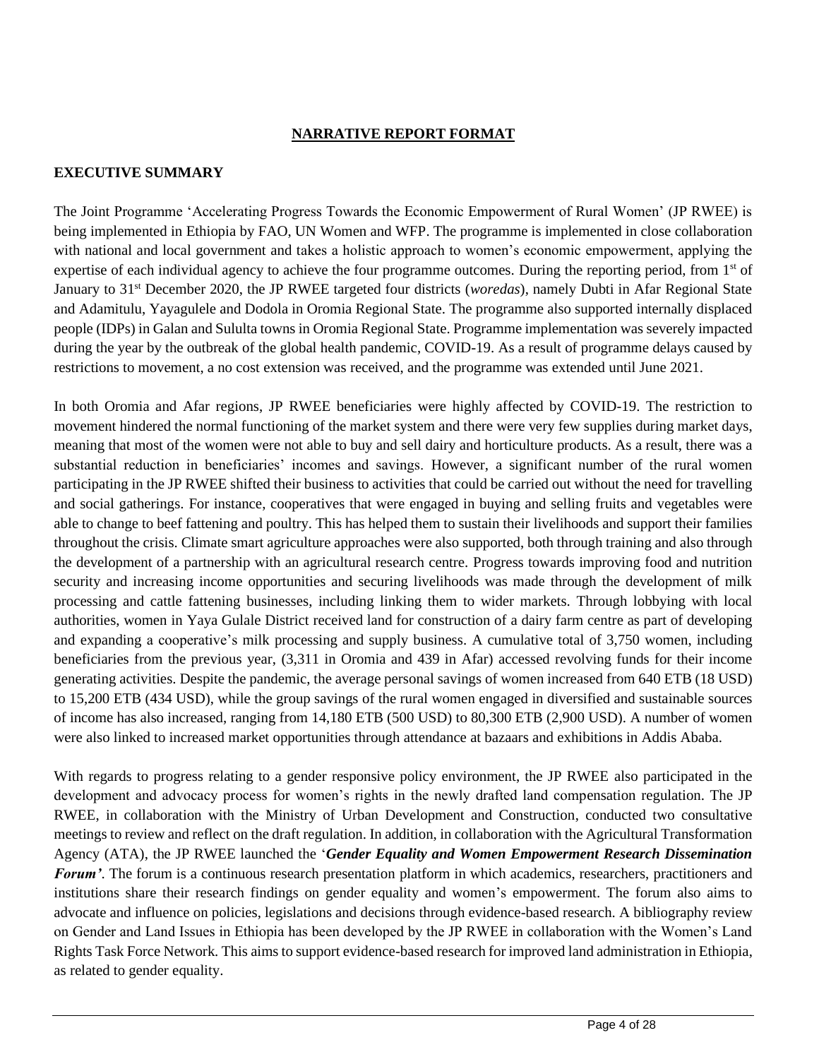# NARRATIVE REPORT FORMAT

## EXECUTIVE SUMMARY

The Joint Programme 'Accelerating Progress Towards the Economic Empowerment of Rural Women' (JP RWEE) is being implemented in Ethiopia by FAO, UN Women and WFP. The programme is implemented in close collaboration with national and local government and takes a holistic approach to women's economic empowerment, applying the expertise of each individual agency to achieve the four programme outcomes. During the reporting period, from 1st of January to 31st December 2020, the JP RWEE targeted four districts (*woredas*), namely Dubti in Afar Regional State and Adamitulu, Yayagulele and Dodola in Oromia Regional State. The programme also supported internally displaced people (IDPs) in Galan and Sululta towns in Oromia Regional State. Programme implementation was severely impacted during the year by the outbreak of the global health pandemic, COVID-19. As a result of programme delays caused by restrictions to movement, a no cost extension was received, and the programme was extended until June 2021.

In both Oromia and Afar regions, JP RWEE beneficiaries were highly affected by COVID-19. The restriction to movement hindered the normal functioning of the market system and there were very few supplies during market days, meaning that most of the women were not able to buy and sell dairy and horticulture products. As a result, there was a substantial reduction in beneficiaries' incomes and savings. However, a significant number of the rural women participating in the JP RWEE shifted their business to activities that could be carried out without the need for travelling and social gatherings. For instance, cooperatives that were engaged in buying and selling fruits and vegetables were able to change to beef fattening and poultry. This has helped them to sustain their livelihoods and support their families throughout the crisis. Climate smart agriculture approaches were also supported, both through training and also through the development of a partnership with an agricultural research centre. Progress towards improving food and nutrition security and increasing income opportunities and securing livelihoods was made through the development of milk processing and cattle fattening businesses, including linking them to wider markets. Through lobbying with local authorities, women in Yaya Gulale District received land for construction of a dairy farm centre as part of developing and expanding a cooperative's milk processing and supply business. A cumulative total of 3,750 women, including beneficiaries from the previous year, (3,311 in Oromia and 439 in Afar) accessed revolving funds for their income generating activities. Despite the pandemic, the average personal savings of women increased from 640 ETB (18 USD) to 15,200 ETB (434 USD), while the group savings of the rural women engaged in diversified and sustainable sources of income has also increased, ranging from 14,180 ETB (500 USD) to 80,300 ETB (2,900 USD). A number of women were also linked to increased market opportunities through attendance at bazaars and exhibitions in Addis Ababa.

With regards to progress relating to a gender responsive policy environment, the JP RWEE also participated in the development and advocacy process for women's rights in the newly drafted land compensation regulation. The JP RWEE, in collaboration with the Ministry of Urban Development and Construction, conducted two consultative meetings to review and reflect on the draft regulation. In addition, in collaboration with the Agricultural Transformation Agency (ATA), the JP RWEE launched the '***Gender Equality and Women Empowerment Research Dissemination Forum'***. The forum is a continuous research presentation platform in which academics, researchers, practitioners and institutions share their research findings on gender equality and women's empowerment. The forum also aims to advocate and influence on policies, legislations and decisions through evidence-based research. A bibliography review on Gender and Land Issues in Ethiopia has been developed by the JP RWEE in collaboration with the Women's Land Rights Task Force Network. This aims to support evidence-based research for improved land administration in Ethiopia, as related to gender equality.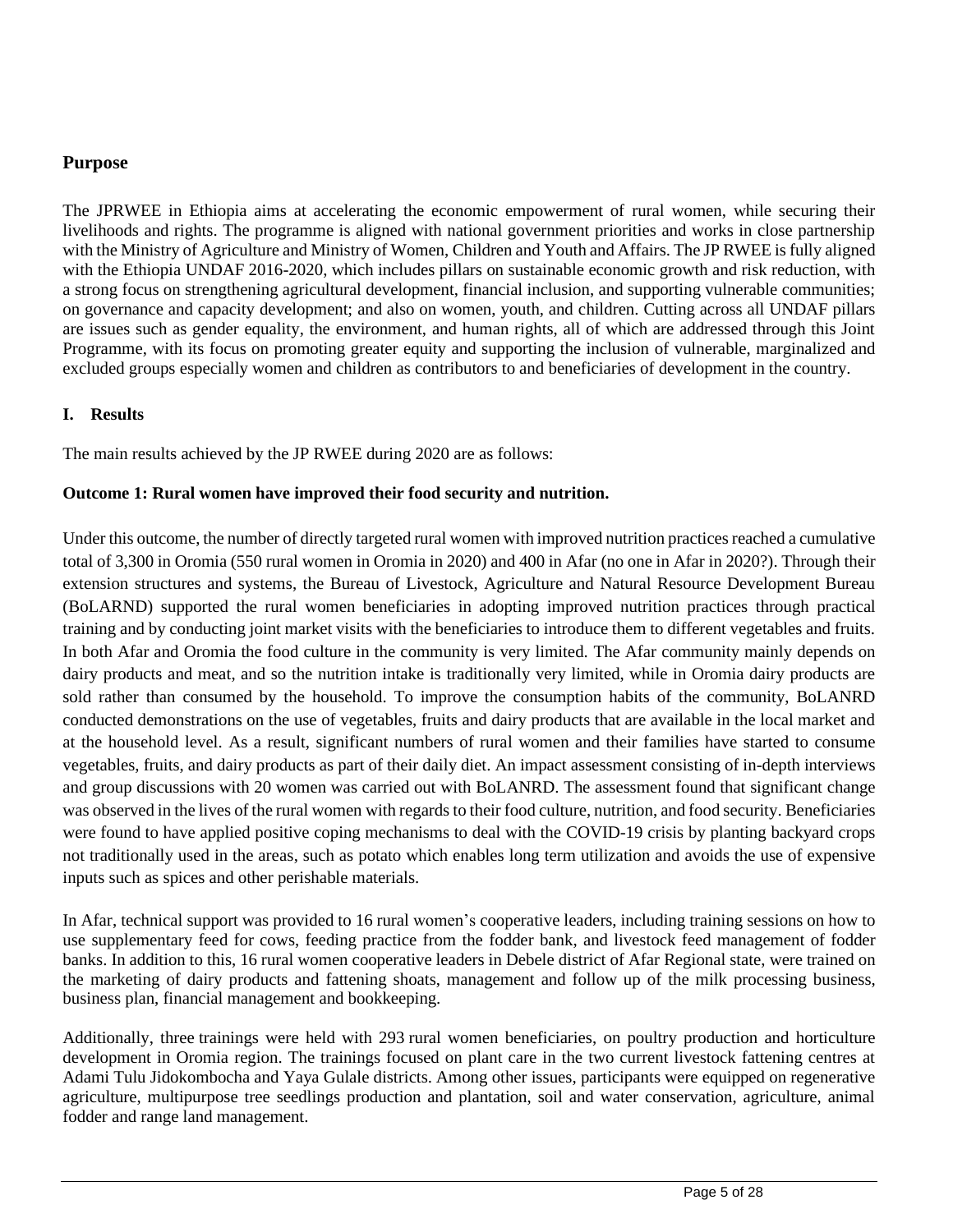## Purpose

The JPRWEE in Ethiopia aims at accelerating the economic empowerment of rural women, while securing their livelihoods and rights. The programme is aligned with national government priorities and works in close partnership with the Ministry of Agriculture and Ministry of Women, Children and Youth and Affairs. The JP RWEE is fully aligned with the Ethiopia UNDAF 2016-2020, which includes pillars on sustainable economic growth and risk reduction, with a strong focus on strengthening agricultural development, financial inclusion, and supporting vulnerable communities; on governance and capacity development; and also on women, youth, and children. Cutting across all UNDAF pillars are issues such as gender equality, the environment, and human rights, all of which are addressed through this Joint Programme, with its focus on promoting greater equity and supporting the inclusion of vulnerable, marginalized and excluded groups especially women and children as contributors to and beneficiaries of development in the country.

## I. Results

The main results achieved by the JP RWEE during 2020 are as follows:

### Outcome 1: Rural women have improved their food security and nutrition.

Under this outcome, the number of directly targeted rural women with improved nutrition practices reached a cumulative total of 3,300 in Oromia (550 rural women in Oromia in 2020) and 400 in Afar (no one in Afar in 2020?). Through their extension structures and systems, the Bureau of Livestock, Agriculture and Natural Resource Development Bureau (BoLARND) supported the rural women beneficiaries in adopting improved nutrition practices through practical training and by conducting joint market visits with the beneficiaries to introduce them to different vegetables and fruits. In both Afar and Oromia the food culture in the community is very limited. The Afar community mainly depends on dairy products and meat, and so the nutrition intake is traditionally very limited, while in Oromia dairy products are sold rather than consumed by the household. To improve the consumption habits of the community, BoLANRD conducted demonstrations on the use of vegetables, fruits and dairy products that are available in the local market and at the household level. As a result, significant numbers of rural women and their families have started to consume vegetables, fruits, and dairy products as part of their daily diet. An impact assessment consisting of in-depth interviews and group discussions with 20 women was carried out with BoLANRD. The assessment found that significant change was observed in the lives of the rural women with regards to their food culture, nutrition, and food security. Beneficiaries were found to have applied positive coping mechanisms to deal with the COVID-19 crisis by planting backyard crops not traditionally used in the areas, such as potato which enables long term utilization and avoids the use of expensive inputs such as spices and other perishable materials.

In Afar, technical support was provided to 16 rural women's cooperative leaders, including training sessions on how to use supplementary feed for cows, feeding practice from the fodder bank, and livestock feed management of fodder banks. In addition to this, 16 rural women cooperative leaders in Debele district of Afar Regional state, were trained on the marketing of dairy products and fattening shoats, management and follow up of the milk processing business, business plan, financial management and bookkeeping.

Additionally, three trainings were held with 293 rural women beneficiaries, on poultry production and horticulture development in Oromia region. The trainings focused on plant care in the two current livestock fattening centres at Adami Tulu Jidokombocha and Yaya Gulale districts. Among other issues, participants were equipped on regenerative agriculture, multipurpose tree seedlings production and plantation, soil and water conservation, agriculture, animal fodder and range land management.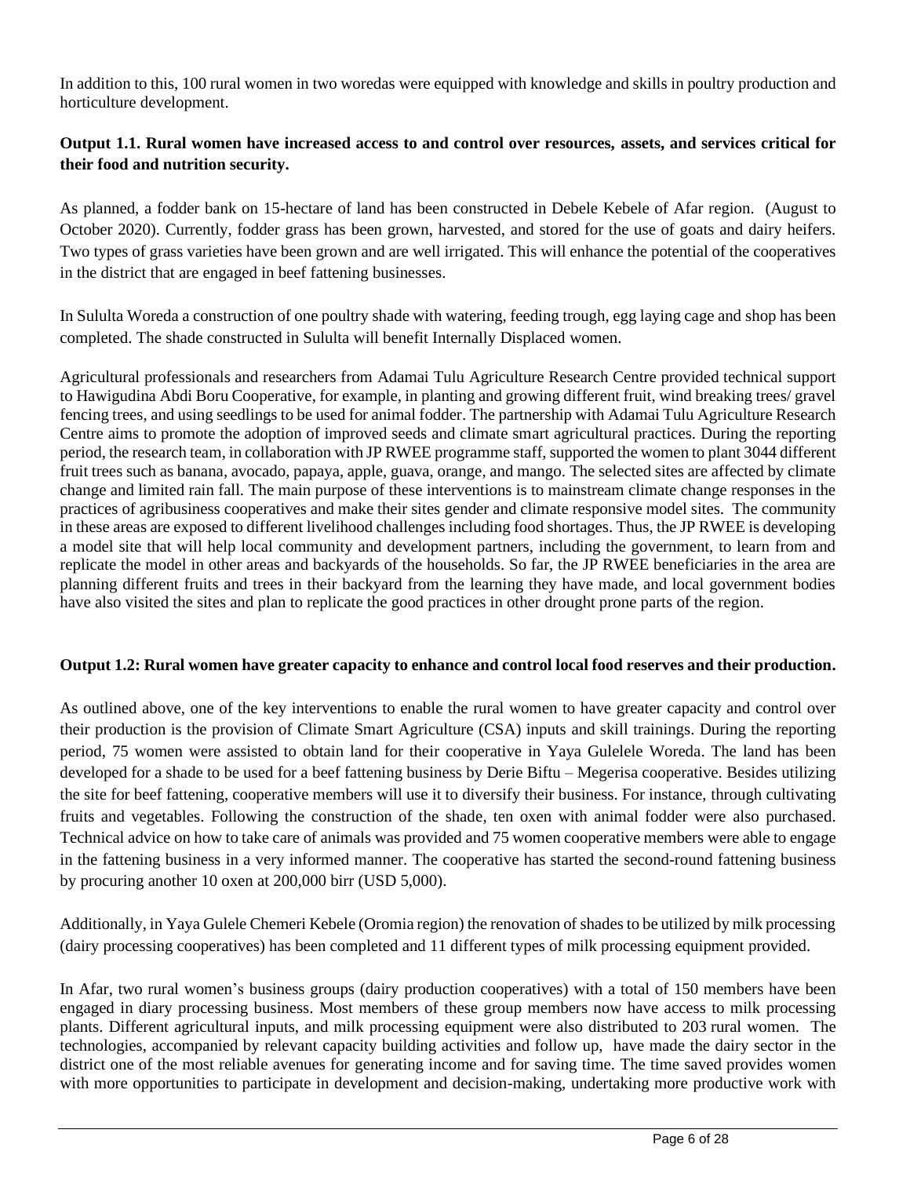In addition to this, 100 rural women in two woredas were equipped with knowledge and skills in poultry production and horticulture development.

**Output 1.1. Rural women have increased access to and control over resources, assets, and services critical for their food and nutrition security.**

As planned, a fodder bank on 15-hectare of land has been constructed in Debele Kebele of Afar region. (August to October 2020). Currently, fodder grass has been grown, harvested, and stored for the use of goats and dairy heifers. Two types of grass varieties have been grown and are well irrigated. This will enhance the potential of the cooperatives in the district that are engaged in beef fattening businesses.

In Sululta Woreda a construction of one poultry shade with watering, feeding trough, egg laying cage and shop has been completed. The shade constructed in Sululta will benefit Internally Displaced women.

Agricultural professionals and researchers from Adamai Tulu Agriculture Research Centre provided technical support to Hawigudina Abdi Boru Cooperative, for example, in planting and growing different fruit, wind breaking trees/ gravel fencing trees, and using seedlings to be used for animal fodder. The partnership with Adamai Tulu Agriculture Research Centre aims to promote the adoption of improved seeds and climate smart agricultural practices. During the reporting period, the research team, in collaboration with JP RWEE programme staff, supported the women to plant 3044 different fruit trees such as banana, avocado, papaya, apple, guava, orange, and mango. The selected sites are affected by climate change and limited rain fall. The main purpose of these interventions is to mainstream climate change responses in the practices of agribusiness cooperatives and make their sites gender and climate responsive model sites. The community in these areas are exposed to different livelihood challenges including food shortages. Thus, the JP RWEE is developing a model site that will help local community and development partners, including the government, to learn from and replicate the model in other areas and backyards of the households. So far, the JP RWEE beneficiaries in the area are planning different fruits and trees in their backyard from the learning they have made, and local government bodies have also visited the sites and plan to replicate the good practices in other drought prone parts of the region.

**Output 1.2: Rural women have greater capacity to enhance and control local food reserves and their production.**

As outlined above, one of the key interventions to enable the rural women to have greater capacity and control over their production is the provision of Climate Smart Agriculture (CSA) inputs and skill trainings. During the reporting period, 75 women were assisted to obtain land for their cooperative in Yaya Gulelele Woreda. The land has been developed for a shade to be used for a beef fattening business by Derie Biftu – Megerisa cooperative. Besides utilizing the site for beef fattening, cooperative members will use it to diversify their business. For instance, through cultivating fruits and vegetables. Following the construction of the shade, ten oxen with animal fodder were also purchased. Technical advice on how to take care of animals was provided and 75 women cooperative members were able to engage in the fattening business in a very informed manner. The cooperative has started the second-round fattening business by procuring another 10 oxen at 200,000 birr (USD 5,000).

Additionally, in Yaya Gulele Chemeri Kebele (Oromia region) the renovation of shades to be utilized by milk processing (dairy processing cooperatives) has been completed and 11 different types of milk processing equipment provided.

In Afar, two rural women's business groups (dairy production cooperatives) with a total of 150 members have been engaged in diary processing business. Most members of these group members now have access to milk processing plants. Different agricultural inputs, and milk processing equipment were also distributed to 203 rural women. The technologies, accompanied by relevant capacity building activities and follow up, have made the dairy sector in the district one of the most reliable avenues for generating income and for saving time. The time saved provides women with more opportunities to participate in development and decision-making, undertaking more productive work with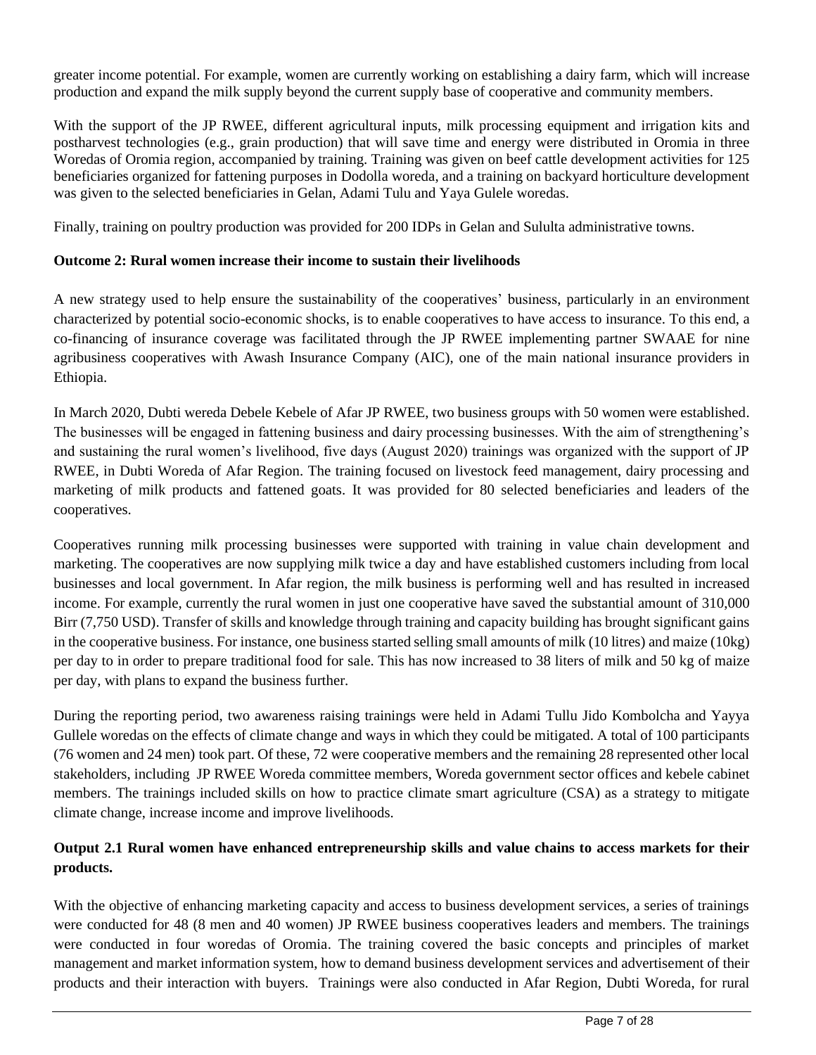greater income potential. For example, women are currently working on establishing a dairy farm, which will increase production and expand the milk supply beyond the current supply base of cooperative and community members.

With the support of the JP RWEE, different agricultural inputs, milk processing equipment and irrigation kits and postharvest technologies (e.g., grain production) that will save time and energy were distributed in Oromia in three Woredas of Oromia region, accompanied by training. Training was given on beef cattle development activities for 125 beneficiaries organized for fattening purposes in Dodolla woreda, and a training on backyard horticulture development was given to the selected beneficiaries in Gelan, Adami Tulu and Yaya Gulele woredas.

Finally, training on poultry production was provided for 200 IDPs in Gelan and Sululta administrative towns.

**Outcome 2: Rural women increase their income to sustain their livelihoods**

A new strategy used to help ensure the sustainability of the cooperatives' business, particularly in an environment characterized by potential socio-economic shocks, is to enable cooperatives to have access to insurance. To this end, a co-financing of insurance coverage was facilitated through the JP RWEE implementing partner SWAAE for nine agribusiness cooperatives with Awash Insurance Company (AIC), one of the main national insurance providers in Ethiopia.

In March 2020, Dubti wereda Debele Kebele of Afar JP RWEE, two business groups with 50 women were established. The businesses will be engaged in fattening business and dairy processing businesses. With the aim of strengthening's and sustaining the rural women's livelihood, five days (August 2020) trainings was organized with the support of JP RWEE, in Dubti Woreda of Afar Region. The training focused on livestock feed management, dairy processing and marketing of milk products and fattened goats. It was provided for 80 selected beneficiaries and leaders of the cooperatives.

Cooperatives running milk processing businesses were supported with training in value chain development and marketing. The cooperatives are now supplying milk twice a day and have established customers including from local businesses and local government. In Afar region, the milk business is performing well and has resulted in increased income. For example, currently the rural women in just one cooperative have saved the substantial amount of 310,000 Birr (7,750 USD). Transfer of skills and knowledge through training and capacity building has brought significant gains in the cooperative business. For instance, one business started selling small amounts of milk (10 litres) and maize (10kg) per day to in order to prepare traditional food for sale. This has now increased to 38 liters of milk and 50 kg of maize per day, with plans to expand the business further.

During the reporting period, two awareness raising trainings were held in Adami Tullu Jido Kombolcha and Yayya Gullele woredas on the effects of climate change and ways in which they could be mitigated. A total of 100 participants (76 women and 24 men) took part. Of these, 72 were cooperative members and the remaining 28 represented other local stakeholders, including JP RWEE Woreda committee members, Woreda government sector offices and kebele cabinet members. The trainings included skills on how to practice climate smart agriculture (CSA) as a strategy to mitigate climate change, increase income and improve livelihoods.

**Output 2.1 Rural women have enhanced entrepreneurship skills and value chains to access markets for their products.**

With the objective of enhancing marketing capacity and access to business development services, a series of trainings were conducted for 48 (8 men and 40 women) JP RWEE business cooperatives leaders and members. The trainings were conducted in four woredas of Oromia. The training covered the basic concepts and principles of market management and market information system, how to demand business development services and advertisement of their products and their interaction with buyers. Trainings were also conducted in Afar Region, Dubti Woreda, for rural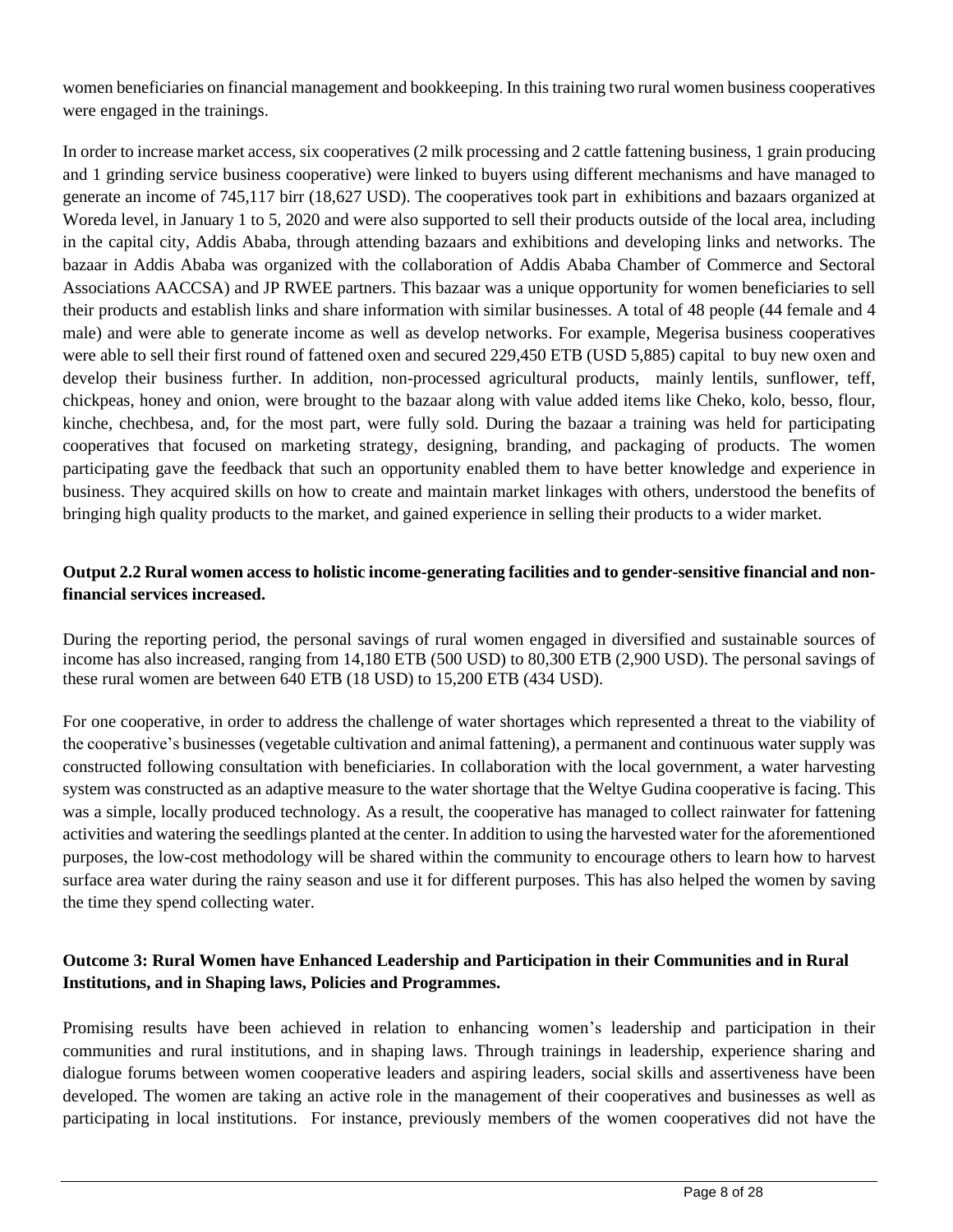women beneficiaries on financial management and bookkeeping. In this training two rural women business cooperatives were engaged in the trainings.

In order to increase market access, six cooperatives (2 milk processing and 2 cattle fattening business, 1 grain producing and 1 grinding service business cooperative) were linked to buyers using different mechanisms and have managed to generate an income of 745,117 birr (18,627 USD). The cooperatives took part in exhibitions and bazaars organized at Woreda level, in January 1 to 5, 2020 and were also supported to sell their products outside of the local area, including in the capital city, Addis Ababa, through attending bazaars and exhibitions and developing links and networks. The bazaar in Addis Ababa was organized with the collaboration of Addis Ababa Chamber of Commerce and Sectoral Associations AACCSA) and JP RWEE partners. This bazaar was a unique opportunity for women beneficiaries to sell their products and establish links and share information with similar businesses. A total of 48 people (44 female and 4 male) and were able to generate income as well as develop networks. For example, Megerisa business cooperatives were able to sell their first round of fattened oxen and secured 229,450 ETB (USD 5,885) capital to buy new oxen and develop their business further. In addition, non-processed agricultural products, mainly lentils, sunflower, teff, chickpeas, honey and onion, were brought to the bazaar along with value added items like Cheko, kolo, besso, flour, kinche, chechbesa, and, for the most part, were fully sold. During the bazaar a training was held for participating cooperatives that focused on marketing strategy, designing, branding, and packaging of products. The women participating gave the feedback that such an opportunity enabled them to have better knowledge and experience in business. They acquired skills on how to create and maintain market linkages with others, understood the benefits of bringing high quality products to the market, and gained experience in selling their products to a wider market.

**Output 2.2 Rural women access to holistic income-generating facilities and to gender-sensitive financial and non-financial services increased.**

During the reporting period, the personal savings of rural women engaged in diversified and sustainable sources of income has also increased, ranging from 14,180 ETB (500 USD) to 80,300 ETB (2,900 USD). The personal savings of these rural women are between 640 ETB (18 USD) to 15,200 ETB (434 USD).

For one cooperative, in order to address the challenge of water shortages which represented a threat to the viability of the cooperative's businesses (vegetable cultivation and animal fattening), a permanent and continuous water supply was constructed following consultation with beneficiaries. In collaboration with the local government, a water harvesting system was constructed as an adaptive measure to the water shortage that the Weltye Gudina cooperative is facing. This was a simple, locally produced technology. As a result, the cooperative has managed to collect rainwater for fattening activities and watering the seedlings planted at the center. In addition to using the harvested water for the aforementioned purposes, the low-cost methodology will be shared within the community to encourage others to learn how to harvest surface area water during the rainy season and use it for different purposes. This has also helped the women by saving the time they spend collecting water.

**Outcome 3: Rural Women have Enhanced Leadership and Participation in their Communities and in Rural Institutions, and in Shaping laws, Policies and Programmes.**

Promising results have been achieved in relation to enhancing women's leadership and participation in their communities and rural institutions, and in shaping laws. Through trainings in leadership, experience sharing and dialogue forums between women cooperative leaders and aspiring leaders, social skills and assertiveness have been developed. The women are taking an active role in the management of their cooperatives and businesses as well as participating in local institutions. For instance, previously members of the women cooperatives did not have the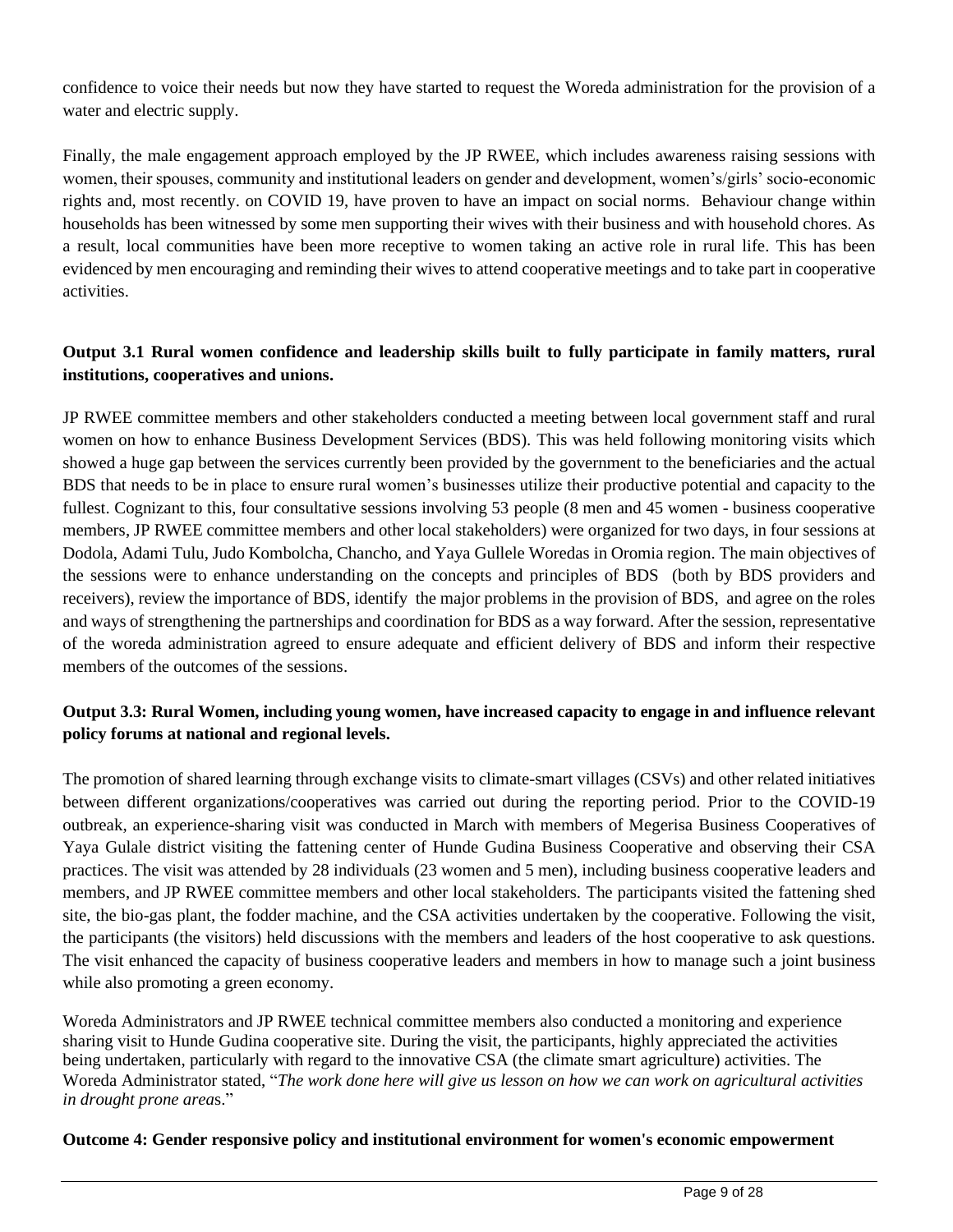confidence to voice their needs but now they have started to request the Woreda administration for the provision of a water and electric supply.

Finally, the male engagement approach employed by the JP RWEE, which includes awareness raising sessions with women, their spouses, community and institutional leaders on gender and development, women's/girls' socio-economic rights and, most recently. on COVID 19, have proven to have an impact on social norms. Behaviour change within households has been witnessed by some men supporting their wives with their business and with household chores. As a result, local communities have been more receptive to women taking an active role in rural life. This has been evidenced by men encouraging and reminding their wives to attend cooperative meetings and to take part in cooperative activities.

**Output 3.1 Rural women confidence and leadership skills built to fully participate in family matters, rural institutions, cooperatives and unions.**

JP RWEE committee members and other stakeholders conducted a meeting between local government staff and rural women on how to enhance Business Development Services (BDS). This was held following monitoring visits which showed a huge gap between the services currently been provided by the government to the beneficiaries and the actual BDS that needs to be in place to ensure rural women's businesses utilize their productive potential and capacity to the fullest. Cognizant to this, four consultative sessions involving 53 people (8 men and 45 women - business cooperative members, JP RWEE committee members and other local stakeholders) were organized for two days, in four sessions at Dodola, Adami Tulu, Judo Kombolcha, Chancho, and Yaya Gullele Woredas in Oromia region. The main objectives of the sessions were to enhance understanding on the concepts and principles of BDS (both by BDS providers and receivers), review the importance of BDS, identify the major problems in the provision of BDS, and agree on the roles and ways of strengthening the partnerships and coordination for BDS as a way forward. After the session, representative of the woreda administration agreed to ensure adequate and efficient delivery of BDS and inform their respective members of the outcomes of the sessions.

**Output 3.3: Rural Women, including young women, have increased capacity to engage in and influence relevant policy forums at national and regional levels.**

The promotion of shared learning through exchange visits to climate-smart villages (CSVs) and other related initiatives between different organizations/cooperatives was carried out during the reporting period. Prior to the COVID-19 outbreak, an experience-sharing visit was conducted in March with members of Megerisa Business Cooperatives of Yaya Gulale district visiting the fattening center of Hunde Gudina Business Cooperative and observing their CSA practices. The visit was attended by 28 individuals (23 women and 5 men), including business cooperative leaders and members, and JP RWEE committee members and other local stakeholders. The participants visited the fattening shed site, the bio-gas plant, the fodder machine, and the CSA activities undertaken by the cooperative. Following the visit, the participants (the visitors) held discussions with the members and leaders of the host cooperative to ask questions. The visit enhanced the capacity of business cooperative leaders and members in how to manage such a joint business while also promoting a green economy.

Woreda Administrators and JP RWEE technical committee members also conducted a monitoring and experience sharing visit to Hunde Gudina cooperative site. During the visit, the participants, highly appreciated the activities being undertaken, particularly with regard to the innovative CSA (the climate smart agriculture) activities. The Woreda Administrator stated, "*The work done here will give us lesson on how we can work on agricultural activities in drought prone areas.*"

**Outcome 4: Gender responsive policy and institutional environment for women's economic empowerment**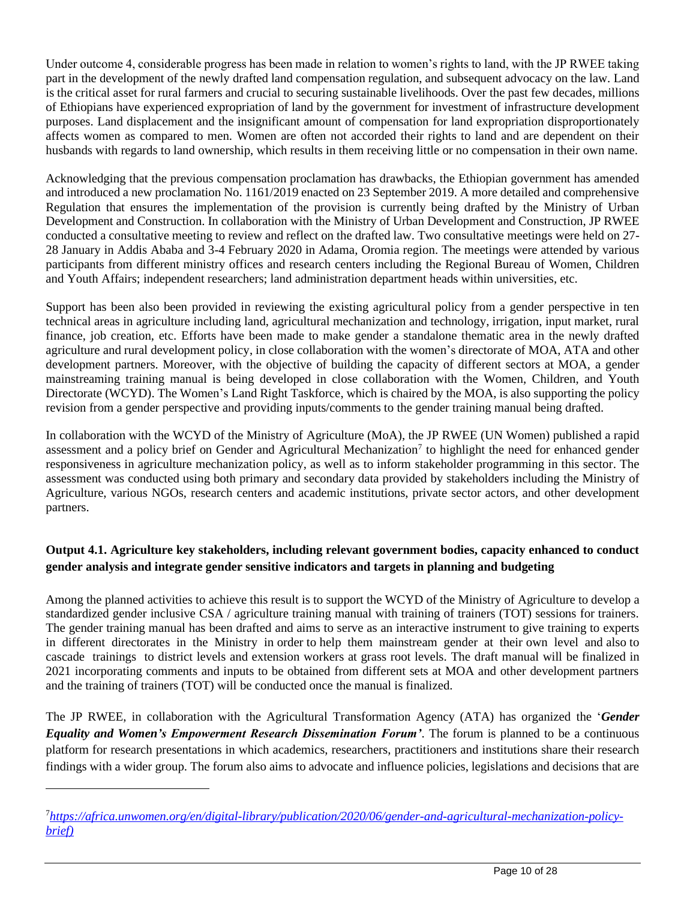Under outcome 4, considerable progress has been made in relation to women's rights to land, with the JP RWEE taking part in the development of the newly drafted land compensation regulation, and subsequent advocacy on the law. Land is the critical asset for rural farmers and crucial to securing sustainable livelihoods. Over the past few decades, millions of Ethiopians have experienced expropriation of land by the government for investment of infrastructure development purposes. Land displacement and the insignificant amount of compensation for land expropriation disproportionately affects women as compared to men. Women are often not accorded their rights to land and are dependent on their husbands with regards to land ownership, which results in them receiving little or no compensation in their own name.

Acknowledging that the previous compensation proclamation has drawbacks, the Ethiopian government has amended and introduced a new proclamation No. 1161/2019 enacted on 23 September 2019. A more detailed and comprehensive Regulation that ensures the implementation of the provision is currently being drafted by the Ministry of Urban Development and Construction. In collaboration with the Ministry of Urban Development and Construction, JP RWEE conducted a consultative meeting to review and reflect on the drafted law. Two consultative meetings were held on 27-28 January in Addis Ababa and 3-4 February 2020 in Adama, Oromia region. The meetings were attended by various participants from different ministry offices and research centers including the Regional Bureau of Women, Children and Youth Affairs; independent researchers; land administration department heads within universities, etc.

Support has been also been provided in reviewing the existing agricultural policy from a gender perspective in ten technical areas in agriculture including land, agricultural mechanization and technology, irrigation, input market, rural finance, job creation, etc. Efforts have been made to make gender a standalone thematic area in the newly drafted agriculture and rural development policy, in close collaboration with the women's directorate of MOA, ATA and other development partners. Moreover, with the objective of building the capacity of different sectors at MOA, a gender mainstreaming training manual is being developed in close collaboration with the Women, Children, and Youth Directorate (WCYD). The Women's Land Right Taskforce, which is chaired by the MOA, is also supporting the policy revision from a gender perspective and providing inputs/comments to the gender training manual being drafted.

In collaboration with the WCYD of the Ministry of Agriculture (MoA), the JP RWEE (UN Women) published a rapid assessment and a policy brief on Gender and Agricultural Mechanization[7] to highlight the need for enhanced gender responsiveness in agriculture mechanization policy, as well as to inform stakeholder programming in this sector. The assessment was conducted using both primary and secondary data provided by stakeholders including the Ministry of Agriculture, various NGOs, research centers and academic institutions, private sector actors, and other development partners.

**Output 4.1. Agriculture key stakeholders, including relevant government bodies, capacity enhanced to conduct gender analysis and integrate gender sensitive indicators and targets in planning and budgeting**

Among the planned activities to achieve this result is to support the WCYD of the Ministry of Agriculture to develop a standardized gender inclusive CSA / agriculture training manual with training of trainers (TOT) sessions for trainers. The gender training manual has been drafted and aims to serve as an interactive instrument to give training to experts in different directorates in the Ministry in order to help them mainstream gender at their own level and also to cascade trainings to district levels and extension workers at grass root levels. The draft manual will be finalized in 2021 incorporating comments and inputs to be obtained from different sets at MOA and other development partners and the training of trainers (TOT) will be conducted once the manual is finalized.

The JP RWEE, in collaboration with the Agricultural Transformation Agency (ATA) has organized the '***Gender Equality and Women's Empowerment Research Dissemination Forum***'. The forum is planned to be a continuous platform for research presentations in which academics, researchers, practitioners and institutions share their research findings with a wider group. The forum also aims to advocate and influence policies, legislations and decisions that are

---

[7] *https://africa.unwomen.org/en/digital-library/publication/2020/06/gender-and-agricultural-mechanization-policy-brief)*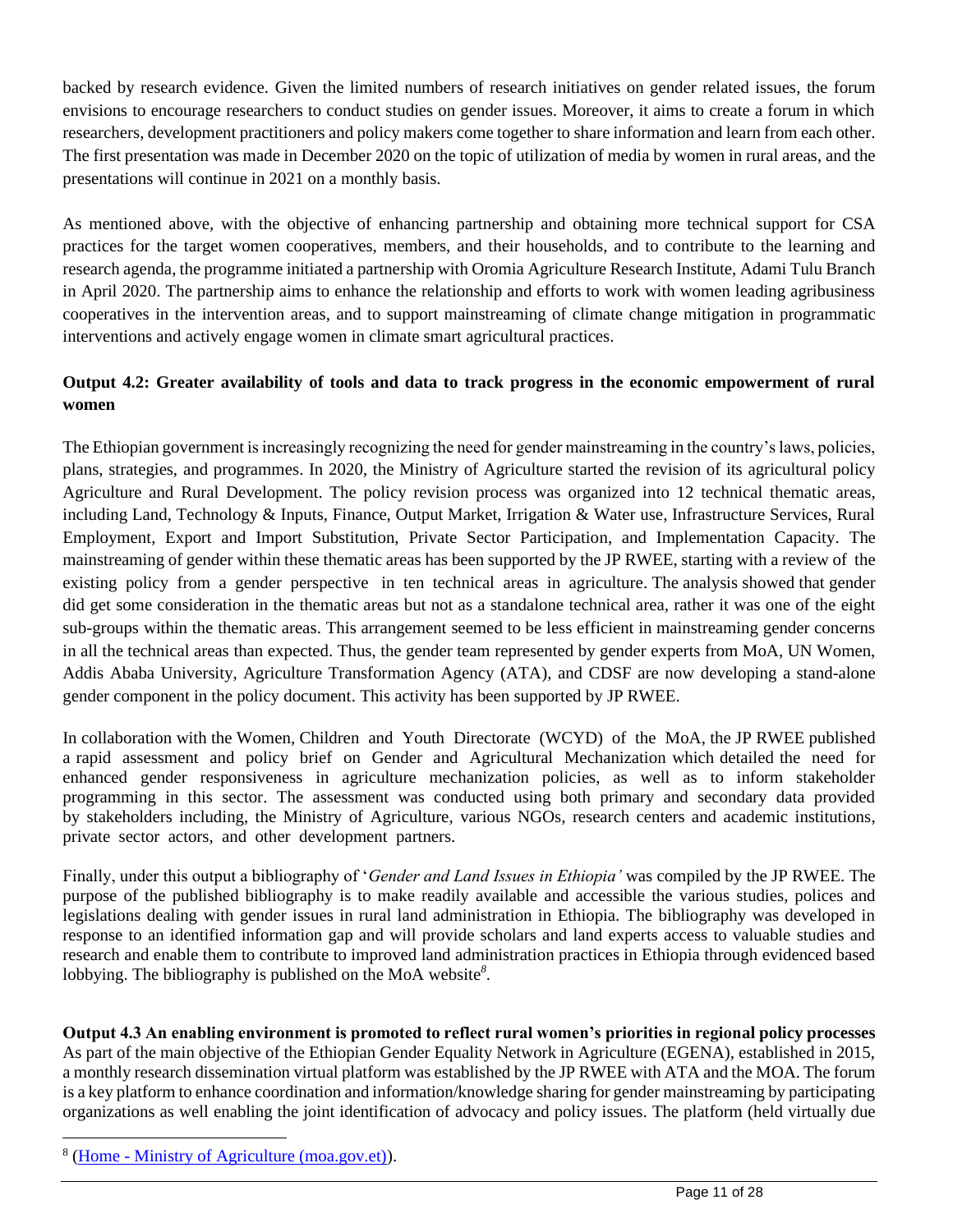backed by research evidence. Given the limited numbers of research initiatives on gender related issues, the forum envisions to encourage researchers to conduct studies on gender issues. Moreover, it aims to create a forum in which researchers, development practitioners and policy makers come together to share information and learn from each other. The first presentation was made in December 2020 on the topic of utilization of media by women in rural areas, and the presentations will continue in 2021 on a monthly basis.

As mentioned above, with the objective of enhancing partnership and obtaining more technical support for CSA practices for the target women cooperatives, members, and their households, and to contribute to the learning and research agenda, the programme initiated a partnership with Oromia Agriculture Research Institute, Adami Tulu Branch in April 2020. The partnership aims to enhance the relationship and efforts to work with women leading agribusiness cooperatives in the intervention areas, and to support mainstreaming of climate change mitigation in programmatic interventions and actively engage women in climate smart agricultural practices.

**Output 4.2: Greater availability of tools and data to track progress in the economic empowerment of rural women**

The Ethiopian government is increasingly recognizing the need for gender mainstreaming in the country's laws, policies, plans, strategies, and programmes. In 2020, the Ministry of Agriculture started the revision of its agricultural policy Agriculture and Rural Development. The policy revision process was organized into 12 technical thematic areas, including Land, Technology & Inputs, Finance, Output Market, Irrigation & Water use, Infrastructure Services, Rural Employment, Export and Import Substitution, Private Sector Participation, and Implementation Capacity. The mainstreaming of gender within these thematic areas has been supported by the JP RWEE, starting with a review of the existing policy from a gender perspective in ten technical areas in agriculture. The analysis showed that gender did get some consideration in the thematic areas but not as a standalone technical area, rather it was one of the eight sub-groups within the thematic areas. This arrangement seemed to be less efficient in mainstreaming gender concerns in all the technical areas than expected. Thus, the gender team represented by gender experts from MoA, UN Women, Addis Ababa University, Agriculture Transformation Agency (ATA), and CDSF are now developing a stand-alone gender component in the policy document. This activity has been supported by JP RWEE.

In collaboration with the Women, Children and Youth Directorate (WCYD) of the MoA, the JP RWEE published a rapid assessment and policy brief on Gender and Agricultural Mechanization which detailed the need for enhanced gender responsiveness in agriculture mechanization policies, as well as to inform stakeholder programming in this sector. The assessment was conducted using both primary and secondary data provided by stakeholders including, the Ministry of Agriculture, various NGOs, research centers and academic institutions, private sector actors, and other development partners.

Finally, under this output a bibliography of '*Gender and Land Issues in Ethiopia'* was compiled by the JP RWEE. The purpose of the published bibliography is to make readily available and accessible the various studies, polices and legislations dealing with gender issues in rural land administration in Ethiopia. The bibliography was developed in response to an identified information gap and will provide scholars and land experts access to valuable studies and research and enable them to contribute to improved land administration practices in Ethiopia through evidenced based lobbying. The bibliography is published on the MoA website[8].

**Output 4.3 An enabling environment is promoted to reflect rural women's priorities in regional policy processes**

As part of the main objective of the Ethiopian Gender Equality Network in Agriculture (EGENA), established in 2015, a monthly research dissemination virtual platform was established by the JP RWEE with ATA and the MOA. The forum is a key platform to enhance coordination and information/knowledge sharing for gender mainstreaming by participating organizations as well enabling the joint identification of advocacy and policy issues. The platform (held virtually due

---

[8] (Home - Ministry of Agriculture (moa.gov.et)).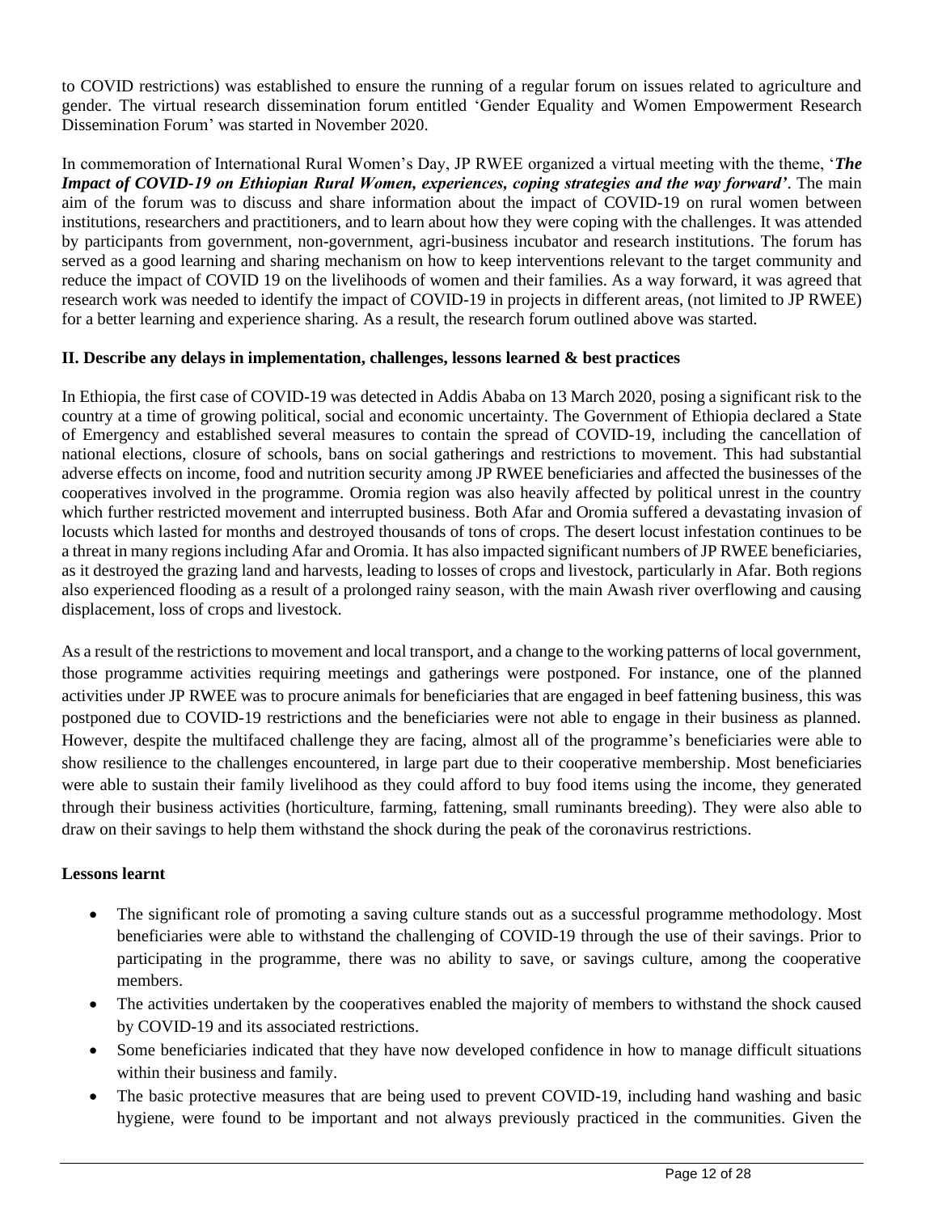to COVID restrictions) was established to ensure the running of a regular forum on issues related to agriculture and gender. The virtual research dissemination forum entitled 'Gender Equality and Women Empowerment Research Dissemination Forum' was started in November 2020.

In commemoration of International Rural Women's Day, JP RWEE organized a virtual meeting with the theme, '***The Impact of COVID-19 on Ethiopian Rural Women, experiences, coping strategies and the way forward***'. The main aim of the forum was to discuss and share information about the impact of COVID-19 on rural women between institutions, researchers and practitioners, and to learn about how they were coping with the challenges. It was attended by participants from government, non-government, agri-business incubator and research institutions. The forum has served as a good learning and sharing mechanism on how to keep interventions relevant to the target community and reduce the impact of COVID 19 on the livelihoods of women and their families. As a way forward, it was agreed that research work was needed to identify the impact of COVID-19 in projects in different areas, (not limited to JP RWEE) for a better learning and experience sharing. As a result, the research forum outlined above was started.

**II. Describe any delays in implementation, challenges, lessons learned & best practices**

In Ethiopia, the first case of COVID-19 was detected in Addis Ababa on 13 March 2020, posing a significant risk to the country at a time of growing political, social and economic uncertainty. The Government of Ethiopia declared a State of Emergency and established several measures to contain the spread of COVID-19, including the cancellation of national elections, closure of schools, bans on social gatherings and restrictions to movement. This had substantial adverse effects on income, food and nutrition security among JP RWEE beneficiaries and affected the businesses of the cooperatives involved in the programme. Oromia region was also heavily affected by political unrest in the country which further restricted movement and interrupted business. Both Afar and Oromia suffered a devastating invasion of locusts which lasted for months and destroyed thousands of tons of crops. The desert locust infestation continues to be a threat in many regions including Afar and Oromia. It has also impacted significant numbers of JP RWEE beneficiaries, as it destroyed the grazing land and harvests, leading to losses of crops and livestock, particularly in Afar. Both regions also experienced flooding as a result of a prolonged rainy season, with the main Awash river overflowing and causing displacement, loss of crops and livestock.

As a result of the restrictions to movement and local transport, and a change to the working patterns of local government, those programme activities requiring meetings and gatherings were postponed. For instance, one of the planned activities under JP RWEE was to procure animals for beneficiaries that are engaged in beef fattening business, this was postponed due to COVID-19 restrictions and the beneficiaries were not able to engage in their business as planned. However, despite the multifaced challenge they are facing, almost all of the programme's beneficiaries were able to show resilience to the challenges encountered, in large part due to their cooperative membership. Most beneficiaries were able to sustain their family livelihood as they could afford to buy food items using the income, they generated through their business activities (horticulture, farming, fattening, small ruminants breeding). They were also able to draw on their savings to help them withstand the shock during the peak of the coronavirus restrictions.

**Lessons learnt**

- The significant role of promoting a saving culture stands out as a successful programme methodology. Most beneficiaries were able to withstand the challenging of COVID-19 through the use of their savings. Prior to participating in the programme, there was no ability to save, or savings culture, among the cooperative members.
- The activities undertaken by the cooperatives enabled the majority of members to withstand the shock caused by COVID-19 and its associated restrictions.
- Some beneficiaries indicated that they have now developed confidence in how to manage difficult situations within their business and family.
- The basic protective measures that are being used to prevent COVID-19, including hand washing and basic hygiene, were found to be important and not always previously practiced in the communities. Given the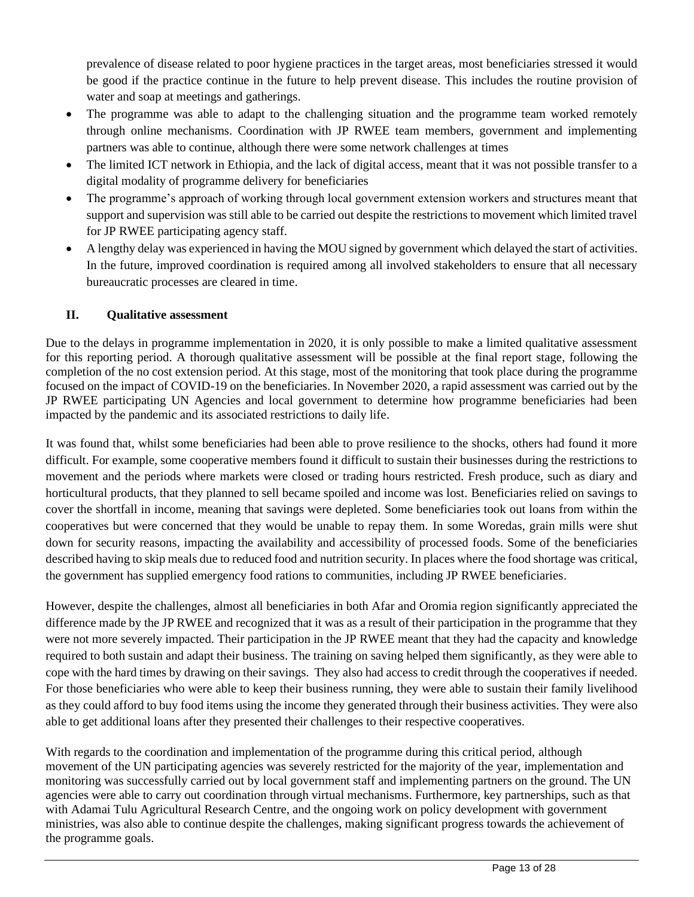prevalence of disease related to poor hygiene practices in the target areas, most beneficiaries stressed it would be good if the practice continue in the future to help prevent disease. This includes the routine provision of water and soap at meetings and gatherings.

- The programme was able to adapt to the challenging situation and the programme team worked remotely through online mechanisms. Coordination with JP RWEE team members, government and implementing partners was able to continue, although there were some network challenges at times
- The limited ICT network in Ethiopia, and the lack of digital access, meant that it was not possible transfer to a digital modality of programme delivery for beneficiaries
- The programme's approach of working through local government extension workers and structures meant that support and supervision was still able to be carried out despite the restrictions to movement which limited travel for JP RWEE participating agency staff.
- A lengthy delay was experienced in having the MOU signed by government which delayed the start of activities. In the future, improved coordination is required among all involved stakeholders to ensure that all necessary bureaucratic processes are cleared in time.

## II. Qualitative assessment

Due to the delays in programme implementation in 2020, it is only possible to make a limited qualitative assessment for this reporting period. A thorough qualitative assessment will be possible at the final report stage, following the completion of the no cost extension period. At this stage, most of the monitoring that took place during the programme focused on the impact of COVID-19 on the beneficiaries. In November 2020, a rapid assessment was carried out by the JP RWEE participating UN Agencies and local government to determine how programme beneficiaries had been impacted by the pandemic and its associated restrictions to daily life.

It was found that, whilst some beneficiaries had been able to prove resilience to the shocks, others had found it more difficult. For example, some cooperative members found it difficult to sustain their businesses during the restrictions to movement and the periods where markets were closed or trading hours restricted. Fresh produce, such as diary and horticultural products, that they planned to sell became spoiled and income was lost. Beneficiaries relied on savings to cover the shortfall in income, meaning that savings were depleted. Some beneficiaries took out loans from within the cooperatives but were concerned that they would be unable to repay them. In some Woredas, grain mills were shut down for security reasons, impacting the availability and accessibility of processed foods. Some of the beneficiaries described having to skip meals due to reduced food and nutrition security. In places where the food shortage was critical, the government has supplied emergency food rations to communities, including JP RWEE beneficiaries.

However, despite the challenges, almost all beneficiaries in both Afar and Oromia region significantly appreciated the difference made by the JP RWEE and recognized that it was as a result of their participation in the programme that they were not more severely impacted. Their participation in the JP RWEE meant that they had the capacity and knowledge required to both sustain and adapt their business. The training on saving helped them significantly, as they were able to cope with the hard times by drawing on their savings. They also had access to credit through the cooperatives if needed. For those beneficiaries who were able to keep their business running, they were able to sustain their family livelihood as they could afford to buy food items using the income they generated through their business activities. They were also able to get additional loans after they presented their challenges to their respective cooperatives.

With regards to the coordination and implementation of the programme during this critical period, although movement of the UN participating agencies was severely restricted for the majority of the year, implementation and monitoring was successfully carried out by local government staff and implementing partners on the ground. The UN agencies were able to carry out coordination through virtual mechanisms. Furthermore, key partnerships, such as that with Adamai Tulu Agricultural Research Centre, and the ongoing work on policy development with government ministries, was also able to continue despite the challenges, making significant progress towards the achievement of the programme goals.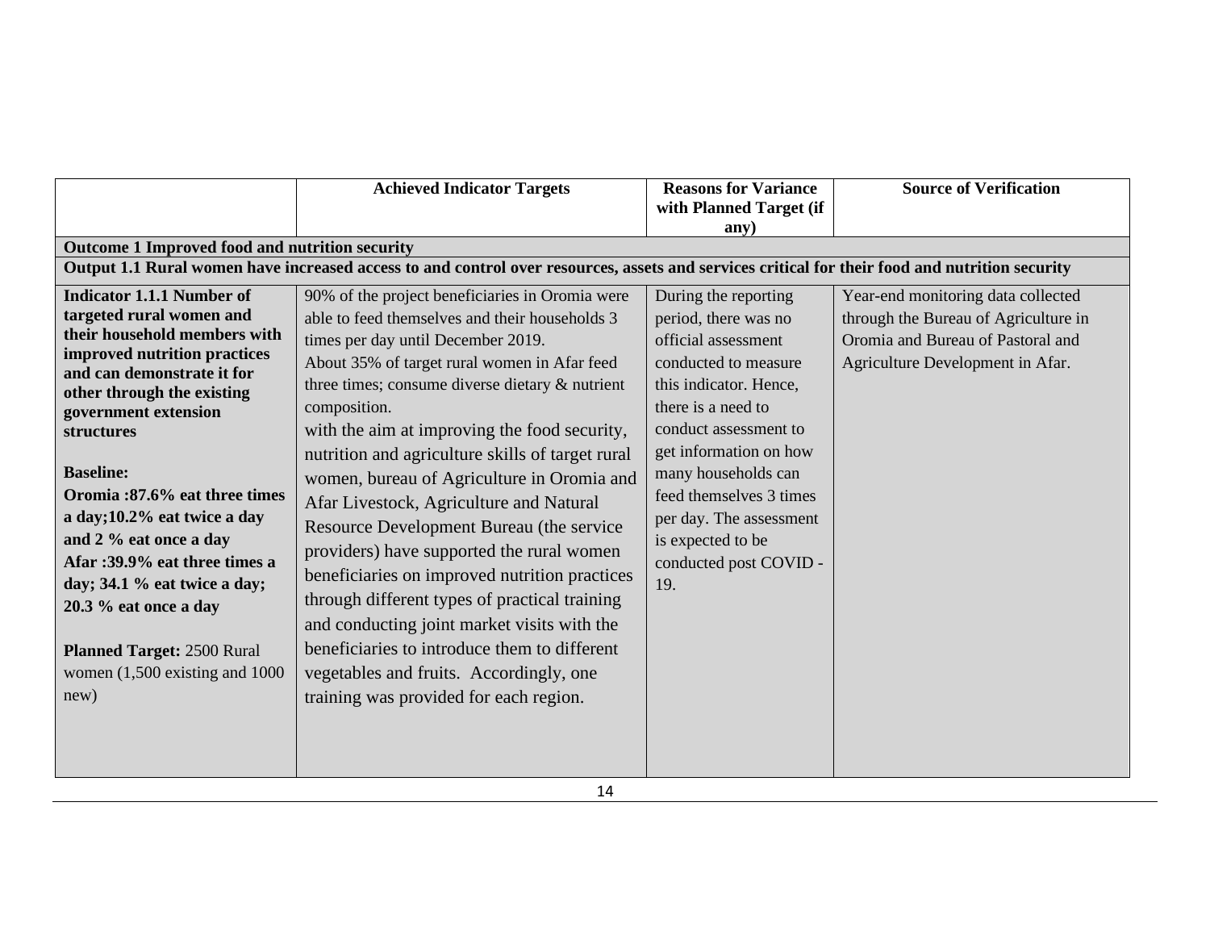| | Achieved Indicator Targets | Reasons for Variance with Planned Target (if any) | Source of Verification |
|---|---|---|---|
| **Outcome 1 Improved food and nutrition security** | | | |
| **Output 1.1 Rural women have increased access to and control over resources, assets and services critical for their food and nutrition security** | | | |
| **Indicator 1.1.1 Number of targeted rural women and their household members with improved nutrition practices and can demonstrate it for other through the existing government extension structures**<br><br>**Baseline:**<br>**Oromia :87.6% eat three times a day;10.2% eat twice a day and 2 % eat once a day**<br>**Afar :39.9% eat three times a day; 34.1 % eat twice a day; 20.3 % eat once a day**<br><br>**Planned Target:** 2500 Rural women (1,500 existing and 1000 new) | 90% of the project beneficiaries in Oromia were able to feed themselves and their households 3 times per day until December 2019.<br>About 35% of target rural women in Afar feed three times; consume diverse dietary & nutrient composition.<br>with the aim at improving the food security, nutrition and agriculture skills of target rural women, bureau of Agriculture in Oromia and Afar Livestock, Agriculture and Natural Resource Development Bureau (the service providers) have supported the rural women beneficiaries on improved nutrition practices through different types of practical training and conducting joint market visits with the beneficiaries to introduce them to different vegetables and fruits. Accordingly, one training was provided for each region. | During the reporting period, there was no official assessment conducted to measure this indicator. Hence, there is a need to conduct assessment to get information on how many households can feed themselves 3 times per day. The assessment is expected to be conducted post COVID -19. | Year-end monitoring data collected through the Bureau of Agriculture in Oromia and Bureau of Pastoral and Agriculture Development in Afar. |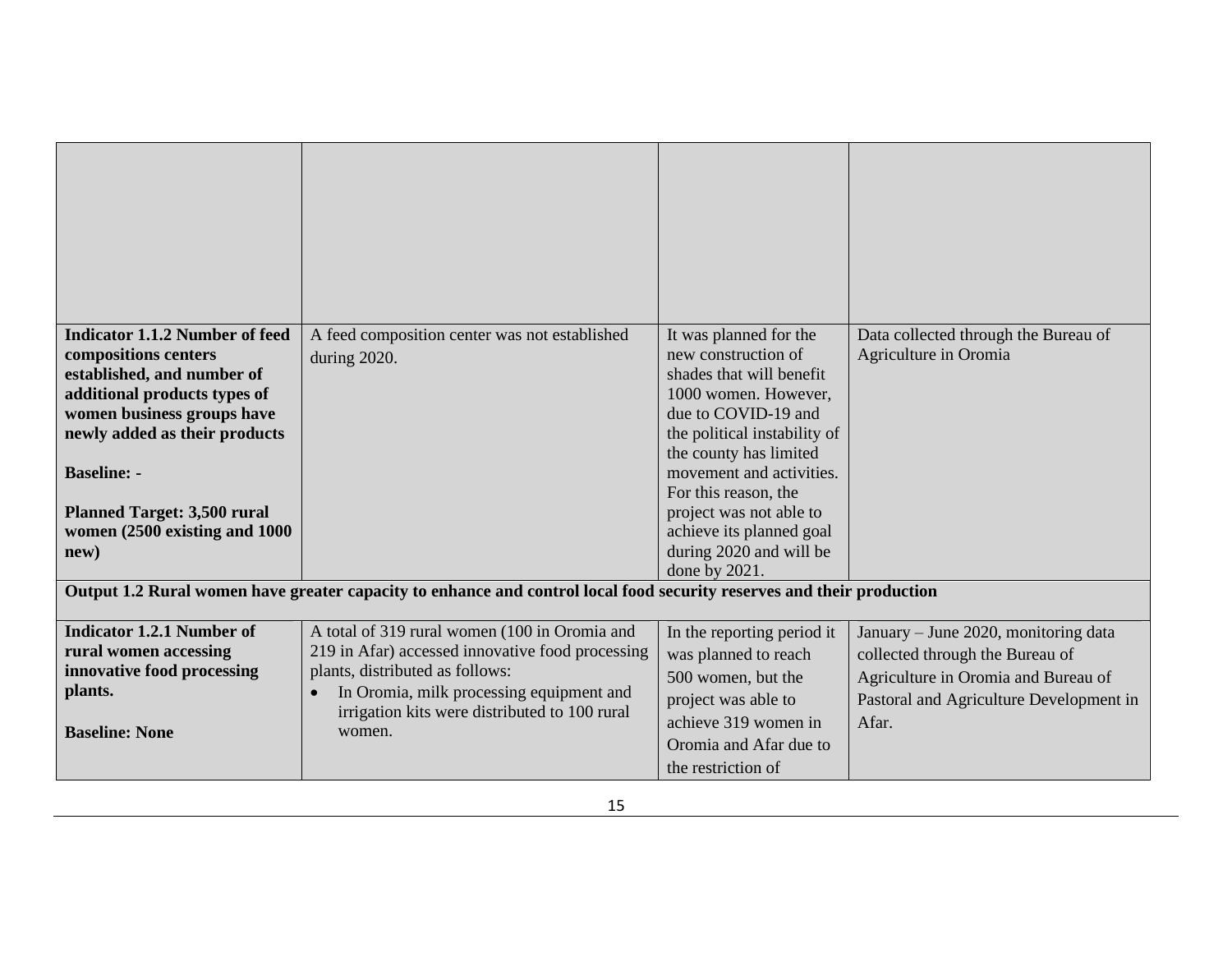| | | | |
|---|---|---|---|
| | | | |
| **Indicator 1.1.2 Number of feed compositions centers established, and number of additional products types of women business groups have newly added as their products**<br><br>**Baseline: -**<br><br>**Planned Target: 3,500 rural women (2500 existing and 1000 new)** | A feed composition center was not established during 2020. | It was planned for the new construction of shades that will benefit 1000 women. However, due to COVID-19 and the political instability of the county has limited movement and activities. For this reason, the project was not able to achieve its planned goal during 2020 and will be done by 2021. | Data collected through the Bureau of Agriculture in Oromia |
| **Output 1.2 Rural women have greater capacity to enhance and control local food security reserves and their production** | | | |
| **Indicator 1.2.1 Number of rural women accessing innovative food processing plants.**<br><br>**Baseline: None** | A total of 319 rural women (100 in Oromia and 219 in Afar) accessed innovative food processing plants, distributed as follows:<br>• In Oromia, milk processing equipment and irrigation kits were distributed to 100 rural women. | In the reporting period it was planned to reach 500 women, but the project was able to achieve 319 women in Oromia and Afar due to the restriction of | January – June 2020, monitoring data collected through the Bureau of Agriculture in Oromia and Bureau of Pastoral and Agriculture Development in Afar. |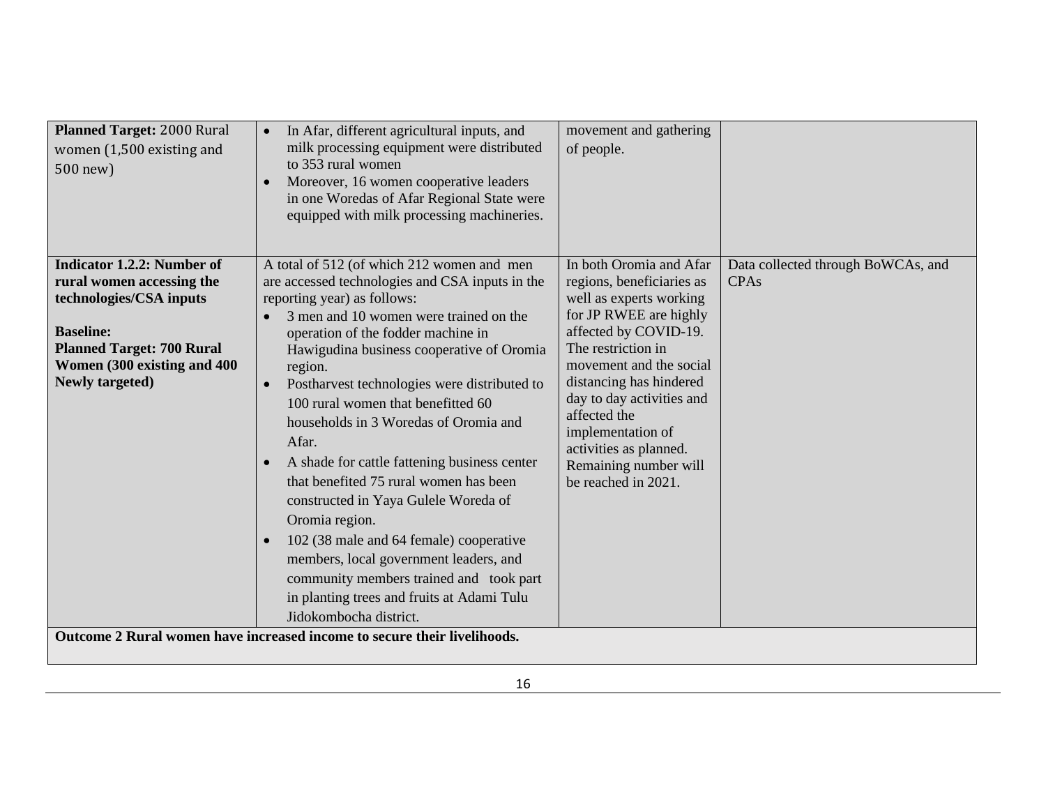| | | | |
|---|---|---|---|
| **Planned Target:** 2000 Rural women (1,500 existing and 500 new) | • In Afar, different agricultural inputs, and milk processing equipment were distributed to 353 rural women<br>• Moreover, 16 women cooperative leaders in one Woredas of Afar Regional State were equipped with milk processing machineries. | movement and gathering of people. | |
| **Indicator 1.2.2: Number of rural women accessing the technologies/CSA inputs**<br><br>**Baseline:**<br>**Planned Target: 700 Rural Women (300 existing and 400 Newly targeted)** | A total of 512 (of which 212 women and men are accessed technologies and CSA inputs in the reporting year) as follows:<br>• 3 men and 10 women were trained on the operation of the fodder machine in Hawigudina business cooperative of Oromia region.<br>• Postharvest technologies were distributed to 100 rural women that benefitted 60 households in 3 Woredas of Oromia and Afar.<br>• A shade for cattle fattening business center that benefited 75 rural women has been constructed in Yaya Gulele Woreda of Oromia region.<br>• 102 (38 male and 64 female) cooperative members, local government leaders, and community members trained and took part in planting trees and fruits at Adami Tulu Jidokombocha district. | In both Oromia and Afar regions, beneficiaries as well as experts working for JP RWEE are highly affected by COVID-19. The restriction in movement and the social distancing has hindered day to day activities and affected the implementation of activities as planned. Remaining number will be reached in 2021. | Data collected through BoWCAs, and CPAs |
| **Outcome 2 Rural women have increased income to secure their livelihoods.** | | | |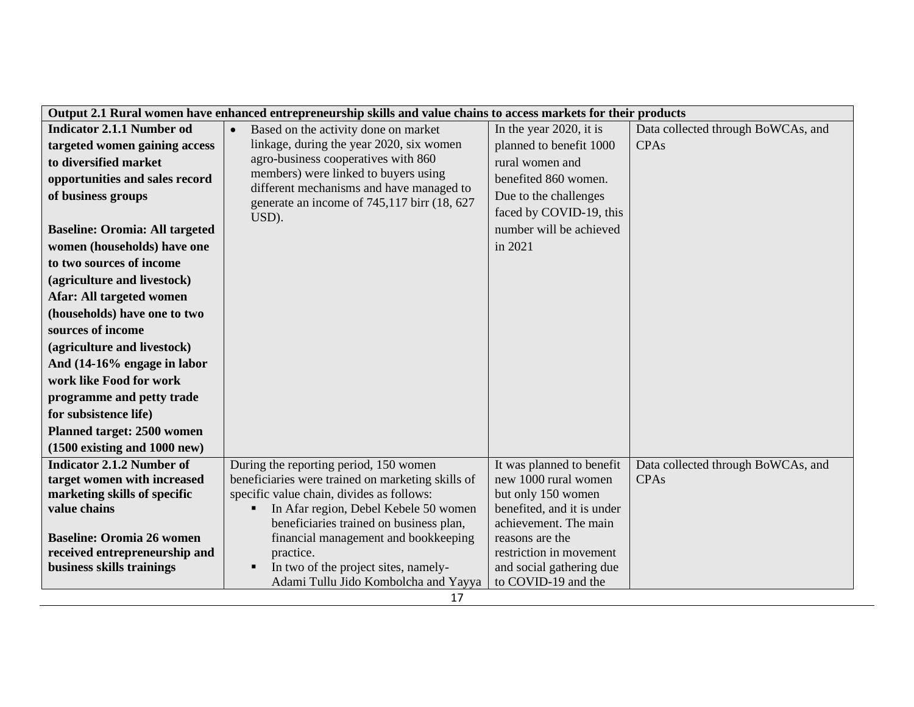| Output 2.1 Rural women have enhanced entrepreneurship skills and value chains to access markets for their products | | | |
|---|---|---|---|
| **Indicator 2.1.1 Number od targeted women gaining access to diversified market opportunities and sales record of business groups**<br><br>**Baseline: Oromia: All targeted women (households) have one to two sources of income (agriculture and livestock)**<br>**Afar: All targeted women (households) have one to two sources of income (agriculture and livestock) And (14-16% engage in labor work like Food for work programme and petty trade for subsistence life)**<br>**Planned target: 2500 women (1500 existing and 1000 new)** | • Based on the activity done on market linkage, during the year 2020, six women agro-business cooperatives with 860 members) were linked to buyers using different mechanisms and have managed to generate an income of 745,117 birr (18, 627 USD). | In the year 2020, it is planned to benefit 1000 rural women and benefited 860 women. Due to the challenges faced by COVID-19, this number will be achieved in 2021 | Data collected through BoWCAs, and CPAs |
| **Indicator 2.1.2 Number of target women with increased marketing skills of specific value chains**<br><br>**Baseline: Oromia 26 women received entrepreneurship and business skills trainings** | During the reporting period, 150 women beneficiaries were trained on marketing skills of specific value chain, divides as follows:<br>▪ In Afar region, Debel Kebele 50 women beneficiaries trained on business plan, financial management and bookkeeping practice.<br>▪ In two of the project sites, namely- Adami Tullu Jido Kombolcha and Yayya | It was planned to benefit new 1000 rural women but only 150 women benefited, and it is under achievement. The main reasons are the restriction in movement and social gathering due to COVID-19 and the | Data collected through BoWCAs, and CPAs |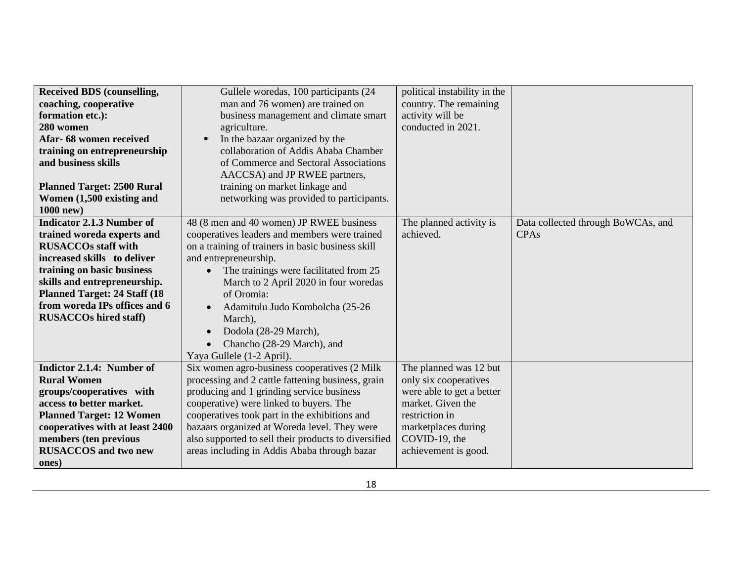| | | | |
|---|---|---|---|
| **Received BDS (counselling, coaching, cooperative formation etc.): 280 women Afar- 68 women received training on entrepreneurship and business skills**<br><br>**Planned Target: 2500 Rural Women (1,500 existing and 1000 new)** | Gullele woredas, 100 participants (24 man and 76 women) are trained on business management and climate smart agriculture.<br>▪ In the bazaar organized by the collaboration of Addis Ababa Chamber of Commerce and Sectoral Associations AACCSA) and JP RWEE partners, training on market linkage and networking was provided to participants. | political instability in the country. The remaining activity will be conducted in 2021. | |
| **Indicator 2.1.3 Number of trained woreda experts and RUSACCOs staff with increased skills to deliver training on basic business skills and entrepreneurship. Planned Target: 24 Staff (18 from woreda IPs offices and 6 RUSACCOs hired staff)** | 48 (8 men and 40 women) JP RWEE business cooperatives leaders and members were trained on a training of trainers in basic business skill and entrepreneurship.<br>• The trainings were facilitated from 25 March to 2 April 2020 in four woredas of Oromia:<br>• Adamitulu Judo Kombolcha (25-26 March),<br>• Dodola (28-29 March),<br>• Chancho (28-29 March), and<br>Yaya Gullele (1-2 April). | The planned activity is achieved. | Data collected through BoWCAs, and CPAs |
| **Indictor 2.1.4: Number of Rural Women groups/cooperatives with access to better market. Planned Target: 12 Women cooperatives with at least 2400 members (ten previous RUSACCOS and two new ones)** | Six women agro-business cooperatives (2 Milk processing and 2 cattle fattening business, grain producing and 1 grinding service business cooperative) were linked to buyers. The cooperatives took part in the exhibitions and bazaars organized at Woreda level. They were also supported to sell their products to diversified areas including in Addis Ababa through bazar | The planned was 12 but only six cooperatives were able to get a better market. Given the restriction in marketplaces during COVID-19, the achievement is good. | |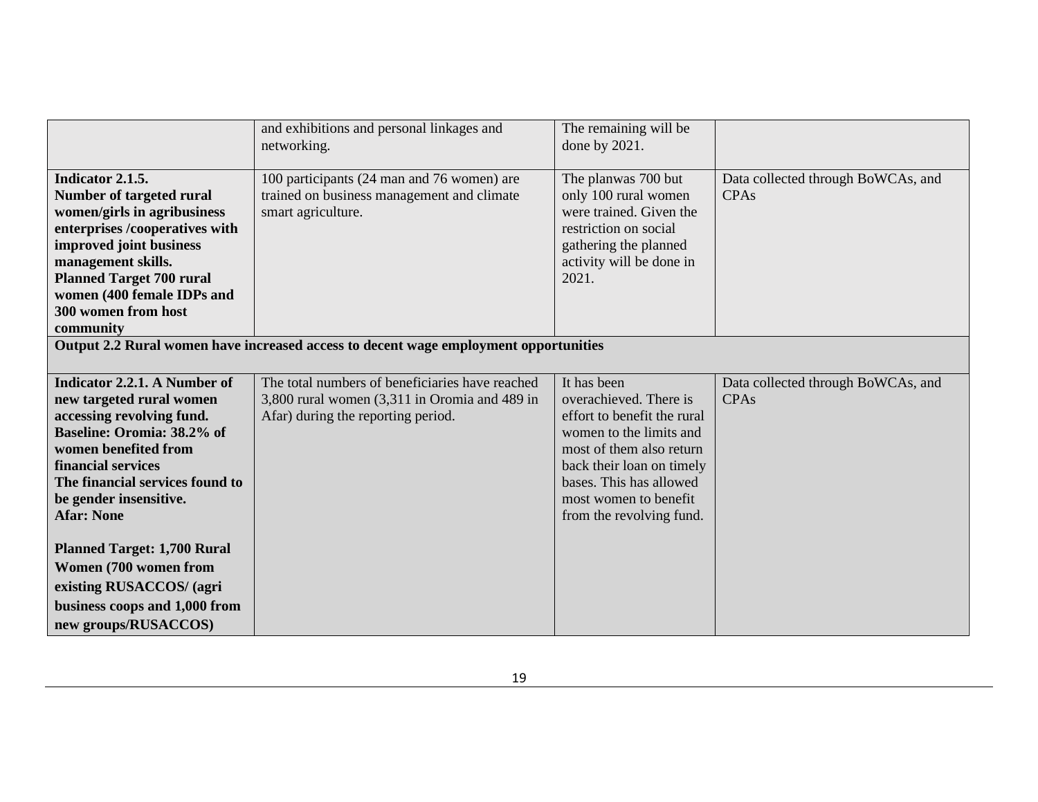| | | | |
|---|---|---|---|
| | and exhibitions and personal linkages and networking. | The remaining will be done by 2021. | |
| **Indicator 2.1.5. Number of targeted rural women/girls in agribusiness enterprises /cooperatives with improved joint business management skills. Planned Target 700 rural women (400 female IDPs and 300 women from host community** | 100 participants (24 man and 76 women) are trained on business management and climate smart agriculture. | The planwas 700 but only 100 rural women were trained. Given the restriction on social gathering the planned activity will be done in 2021. | Data collected through BoWCAs, and CPAs |
| **Output 2.2 Rural women have increased access to decent wage employment opportunities** | | | |
| **Indicator 2.2.1. A Number of new targeted rural women accessing revolving fund. Baseline: Oromia: 38.2% of women benefited from financial services The financial services found to be gender insensitive. Afar: None**<br><br>**Planned Target: 1,700 Rural Women (700 women from existing RUSACCOS/ (agri business coops and 1,000 from new groups/RUSACCOS)** | The total numbers of beneficiaries have reached 3,800 rural women (3,311 in Oromia and 489 in Afar) during the reporting period. | It has been overachieved. There is effort to benefit the rural women to the limits and most of them also return back their loan on timely bases. This has allowed most women to benefit from the revolving fund. | Data collected through BoWCAs, and CPAs |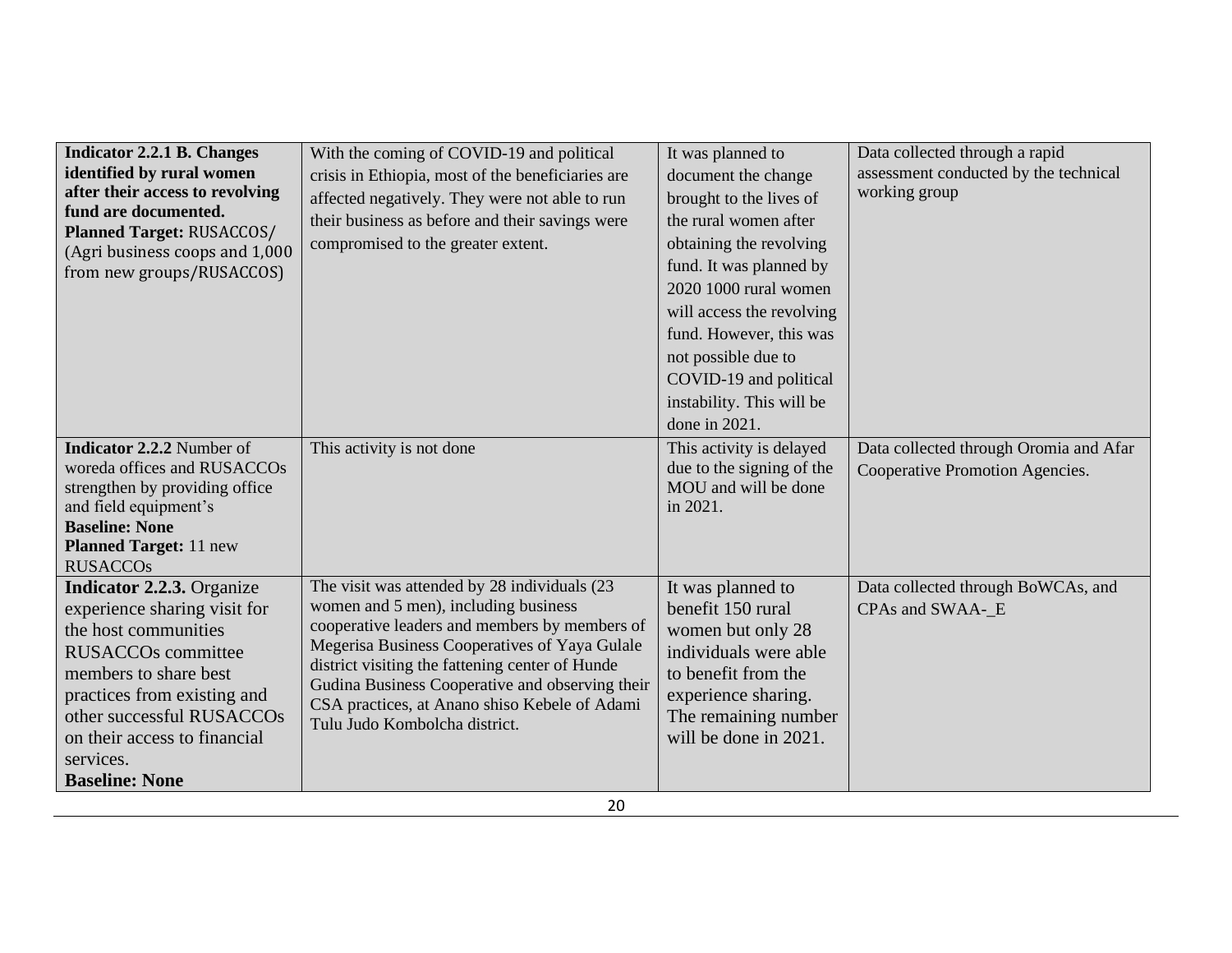| **Indicator 2.2.1 B. Changes identified by rural women after their access to revolving fund are documented.** **Planned Target:** RUSACCOS/ (Agri business coops and 1,000 from new groups/RUSACCOS) | With the coming of COVID-19 and political crisis in Ethiopia, most of the beneficiaries are affected negatively. They were not able to run their business as before and their savings were compromised to the greater extent. | It was planned to document the change brought to the lives of the rural women after obtaining the revolving fund. It was planned by 2020 1000 rural women will access the revolving fund. However, this was not possible due to COVID-19 and political instability. This will be done in 2021. | Data collected through a rapid assessment conducted by the technical working group |
|---|---|---|---|
| **Indicator 2.2.2** Number of woreda offices and RUSACCOs strengthen by providing office and field equipment's **Baseline: None** **Planned Target:** 11 new RUSACCOs | This activity is not done | This activity is delayed due to the signing of the MOU and will be done in 2021. | Data collected through Oromia and Afar Cooperative Promotion Agencies. |
| **Indicator 2.2.3.** Organize experience sharing visit for the host communities RUSACCOs committee members to share best practices from existing and other successful RUSACCOs on their access to financial services. **Baseline: None** | The visit was attended by 28 individuals (23 women and 5 men), including business cooperative leaders and members by members of Megerisa Business Cooperatives of Yaya Gulale district visiting the fattening center of Hunde Gudina Business Cooperative and observing their CSA practices, at Anano shiso Kebele of Adami Tulu Judo Kombolcha district. | It was planned to benefit 150 rural women but only 28 individuals were able to benefit from the experience sharing. The remaining number will be done in 2021. | Data collected through BoWCAs, and CPAs and SWAA-_E |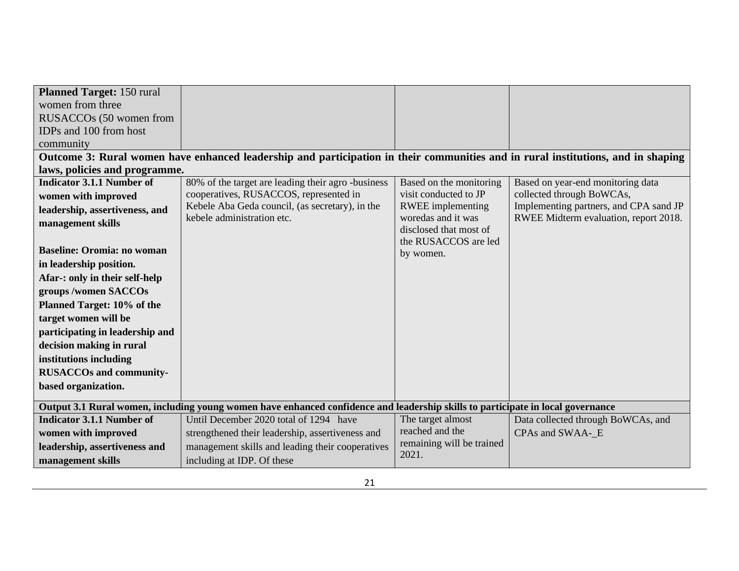| | | | |
|---|---|---|---|
| **Planned Target:** 150 rural women from three RUSACCOs (50 women from IDPs and 100 from host community | | | |
| **Outcome 3: Rural women have enhanced leadership and participation in their communities and in rural institutions, and in shaping laws, policies and programme.** | | | |
| **Indicator 3.1.1 Number of women with improved leadership, assertiveness, and management skills**<br><br>**Baseline: Oromia: no woman in leadership position.**<br>**Afar-: only in their self-help groups /women SACCOs**<br>**Planned Target: 10% of the target women will be participating in leadership and decision making in rural institutions including RUSACCOs and community-based organization.** | 80% of the target are leading their agro -business cooperatives, RUSACCOS, represented in Kebele Aba Geda council, (as secretary), in the kebele administration etc. | Based on the monitoring visit conducted to JP RWEE implementing woredas and it was disclosed that most of the RUSACCOS are led by women. | Based on year-end monitoring data collected through BoWCAs, Implementing partners, and CPA sand JP RWEE Midterm evaluation, report 2018. |
| **Output 3.1 Rural women, including young women have enhanced confidence and leadership skills to participate in local governance** | | | |
| **Indicator 3.1.1 Number of women with improved leadership, assertiveness and management skills** | Until December 2020 total of 1294 have strengthened their leadership, assertiveness and management skills and leading their cooperatives including at IDP. Of these | The target almost reached and the remaining will be trained 2021. | Data collected through BoWCAs, and CPAs and SWAA-_E |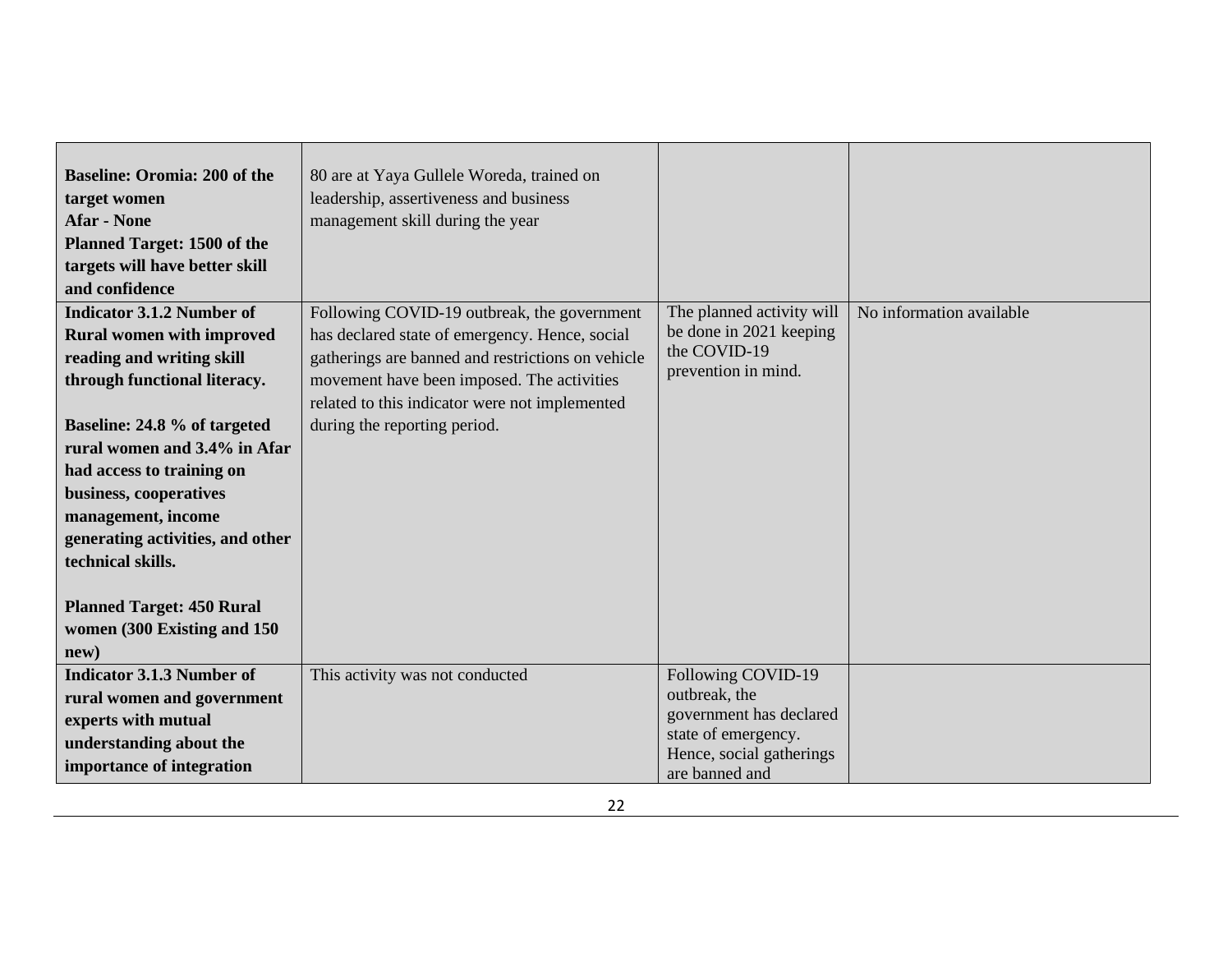| | | | |
|---|---|---|---|
| **Baseline: Oromia: 200 of the target women**<br>**Afar - None**<br>**Planned Target: 1500 of the targets will have better skill and confidence** | 80 are at Yaya Gullele Woreda, trained on leadership, assertiveness and business management skill during the year | | |
| **Indicator 3.1.2 Number of Rural women with improved reading and writing skill through functional literacy.**<br><br>**Baseline: 24.8 % of targeted rural women and 3.4% in Afar had access to training on business, cooperatives management, income generating activities, and other technical skills.**<br><br>**Planned Target: 450 Rural women (300 Existing and 150 new)** | Following COVID-19 outbreak, the government has declared state of emergency. Hence, social gatherings are banned and restrictions on vehicle movement have been imposed. The activities related to this indicator were not implemented during the reporting period. | The planned activity will be done in 2021 keeping the COVID-19 prevention in mind. | No information available |
| **Indicator 3.1.3 Number of rural women and government experts with mutual understanding about the importance of integration** | This activity was not conducted | Following COVID-19 outbreak, the government has declared state of emergency. Hence, social gatherings are banned and | |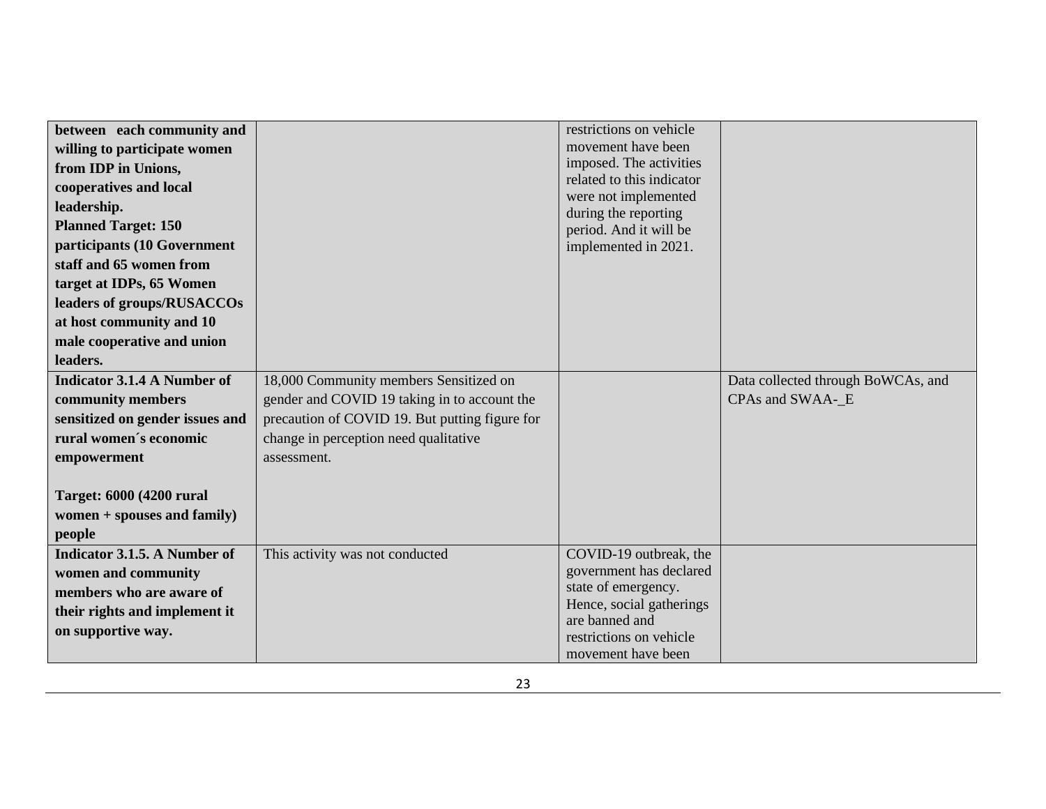| | | | |
|---|---|---|---|
| **between each community and willing to participate women from IDP in Unions, cooperatives and local leadership.**<br>**Planned Target: 150 participants (10 Government staff and 65 women from target at IDPs, 65 Women leaders of groups/RUSACCOs at host community and 10 male cooperative and union leaders.** | | restrictions on vehicle movement have been imposed. The activities related to this indicator were not implemented during the reporting period. And it will be implemented in 2021. | |
| **Indicator 3.1.4 A Number of community members sensitized on gender issues and rural women´s economic empowerment**<br><br>**Target: 6000 (4200 rural women + spouses and family) people** | 18,000 Community members Sensitized on gender and COVID 19 taking in to account the precaution of COVID 19. But putting figure for change in perception need qualitative assessment. | | Data collected through BoWCAs, and CPAs and SWAA-_E |
| **Indicator 3.1.5. A Number of women and community members who are aware of their rights and implement it on supportive way.** | This activity was not conducted | COVID-19 outbreak, the government has declared state of emergency. Hence, social gatherings are banned and restrictions on vehicle movement have been | |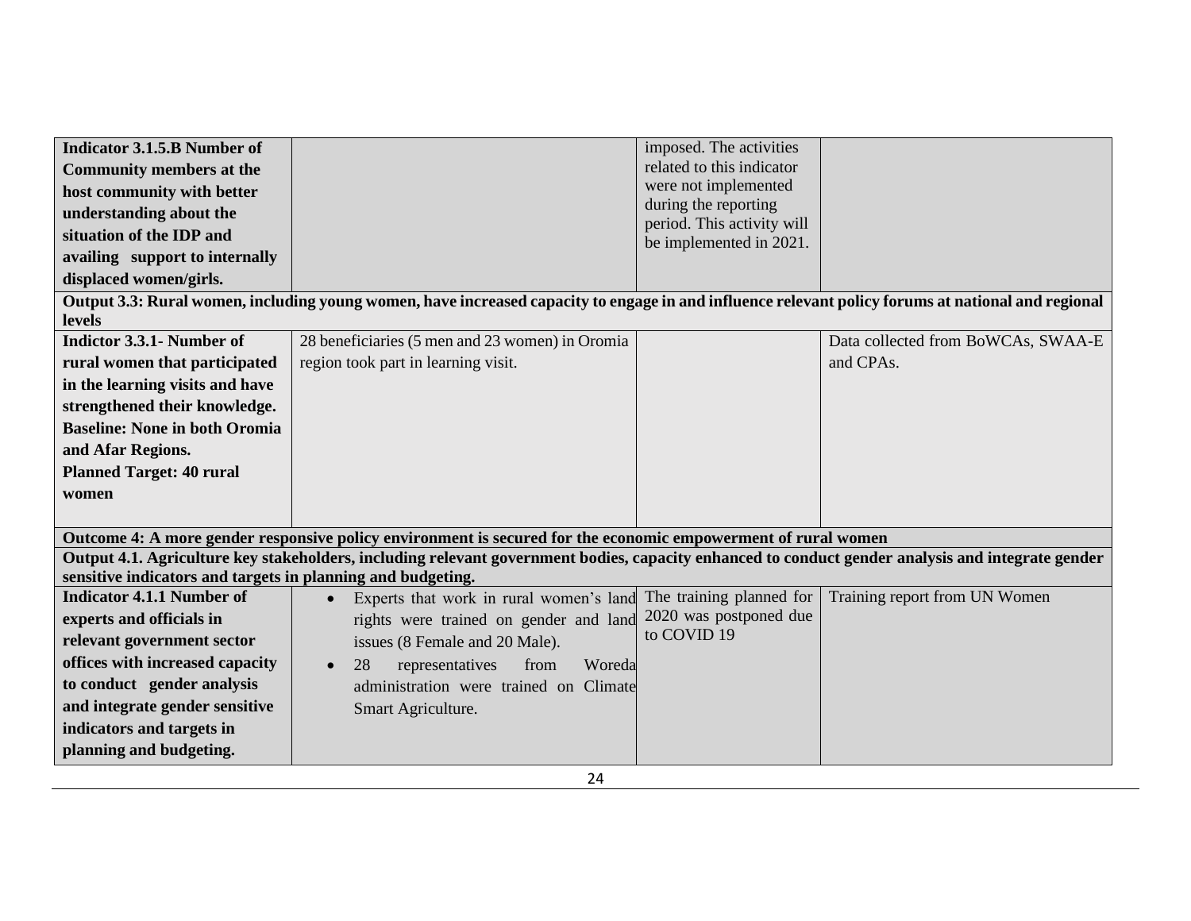| | | | |
|---|---|---|---|
| **Indicator 3.1.5.B Number of Community members at the host community with better understanding about the situation of the IDP and availing support to internally displaced women/girls.** | | imposed. The activities related to this indicator were not implemented during the reporting period. This activity will be implemented in 2021. | |
| **Output 3.3: Rural women, including young women, have increased capacity to engage in and influence relevant policy forums at national and regional levels** | | | |
| **Indictor 3.3.1- Number of rural women that participated in the learning visits and have strengthened their knowledge.**<br>**Baseline: None in both Oromia and Afar Regions.**<br>**Planned Target: 40 rural women** | 28 beneficiaries (5 men and 23 women) in Oromia region took part in learning visit. | | Data collected from BoWCAs, SWAA-E and CPAs. |
| **Outcome 4: A more gender responsive policy environment is secured for the economic empowerment of rural women** | | | |
| **Output 4.1. Agriculture key stakeholders, including relevant government bodies, capacity enhanced to conduct gender analysis and integrate gender sensitive indicators and targets in planning and budgeting.** | | | |
| **Indicator 4.1.1 Number of experts and officials in relevant government sector offices with increased capacity to conduct gender analysis and integrate gender sensitive indicators and targets in planning and budgeting.** | • Experts that work in rural women's land rights were trained on gender and land issues (8 Female and 20 Male).<br>• 28 representatives from Woreda administration were trained on Climate Smart Agriculture. | The training planned for 2020 was postponed due to COVID 19 | Training report from UN Women |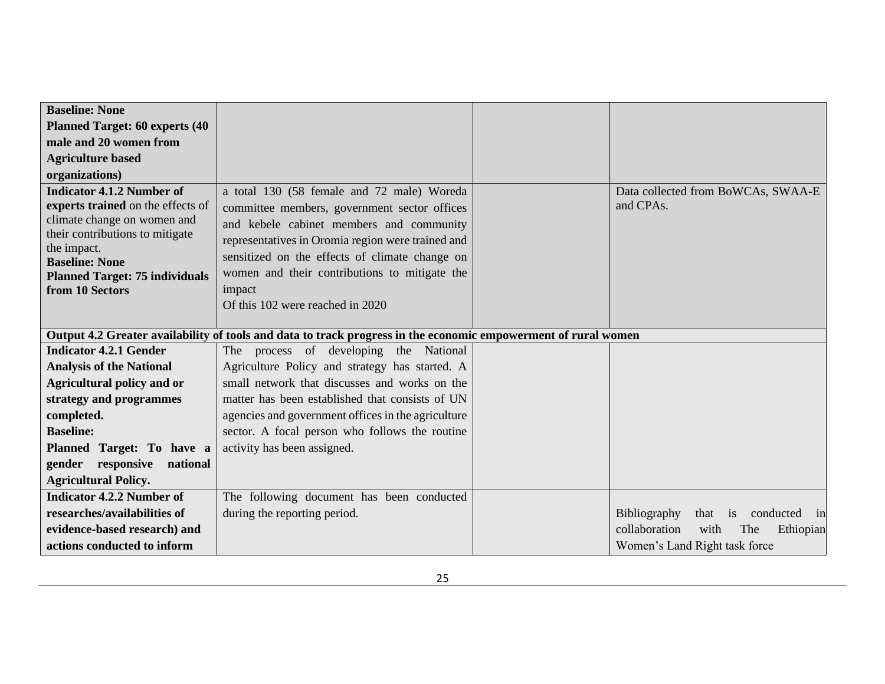| | | | |
|---|---|---|---|
| **Baseline: None**<br>**Planned Target: 60 experts (40 male and 20 women from Agriculture based organizations)** | | | |
| **Indicator 4.1.2 Number of experts trained** on the effects of climate change on women and their contributions to mitigate the impact.<br>**Baseline: None**<br>**Planned Target: 75 individuals from 10 Sectors** | a total 130 (58 female and 72 male) Woreda committee members, government sector offices and kebele cabinet members and community representatives in Oromia region were trained and sensitized on the effects of climate change on women and their contributions to mitigate the impact<br>Of this 102 were reached in 2020 | | Data collected from BoWCAs, SWAA-E and CPAs. |
| **Output 4.2 Greater availability of tools and data to track progress in the economic empowerment of rural women** | | | |
| **Indicator 4.2.1 Gender Analysis of the National Agricultural policy and or strategy and programmes completed.**<br>**Baseline:**<br>**Planned Target: To have a gender responsive national Agricultural Policy.** | The process of developing the National Agriculture Policy and strategy has started. A small network that discusses and works on the matter has been established that consists of UN agencies and government offices in the agriculture sector. A focal person who follows the routine activity has been assigned. | | |
| **Indicator 4.2.2 Number of researches/availabilities of evidence-based research) and actions conducted to inform** | The following document has been conducted during the reporting period. | | Bibliography that is conducted in collaboration with The Ethiopian Women's Land Right task force |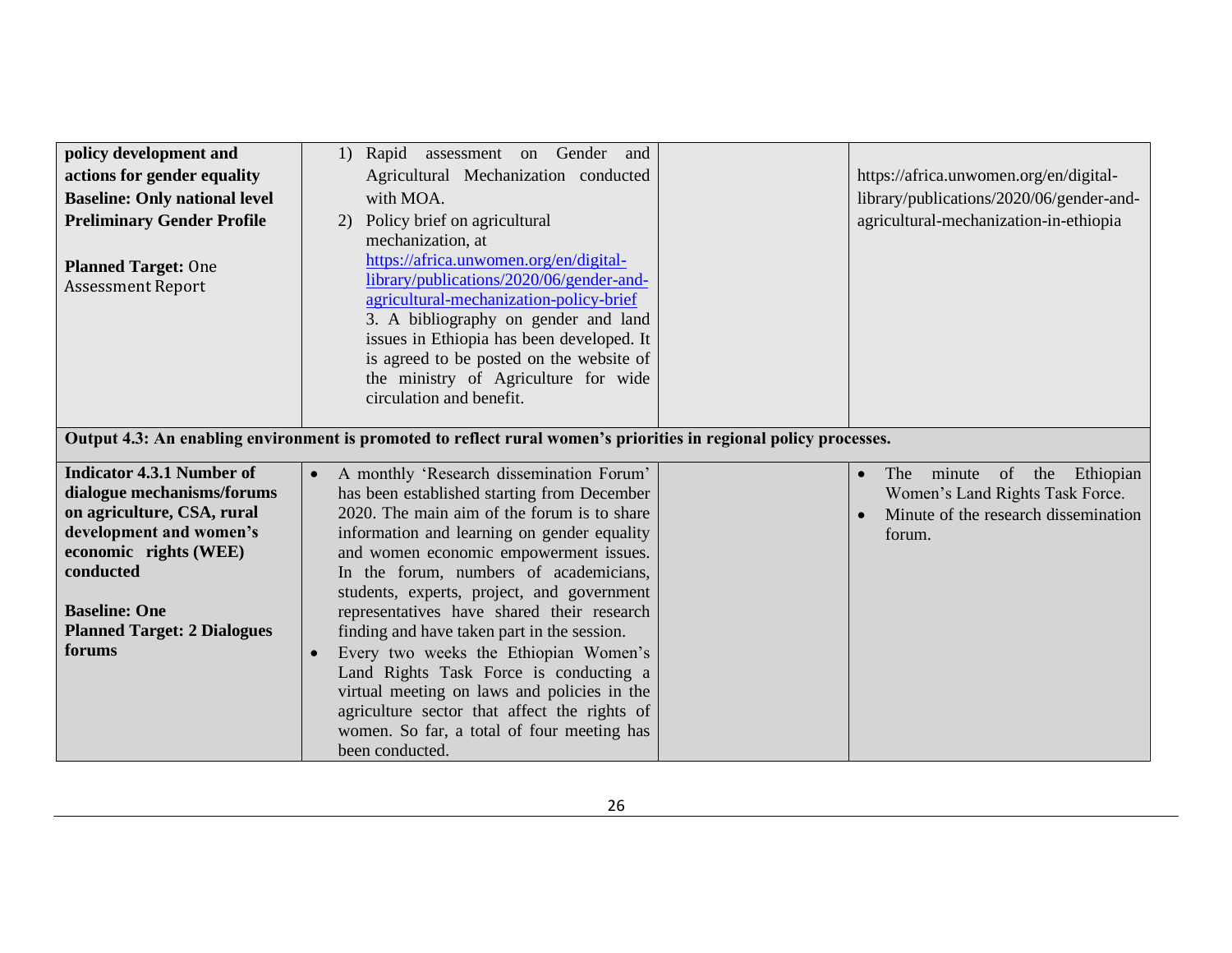| | | | |
|---|---|---|---|
| **policy development and actions for gender equality**<br>**Baseline: Only national level Preliminary Gender Profile**<br><br>**Planned Target:** One Assessment Report | 1) Rapid assessment on Gender and Agricultural Mechanization conducted with MOA.<br>2) Policy brief on agricultural mechanization, at https://africa.unwomen.org/en/digital-library/publications/2020/06/gender-and-agricultural-mechanization-policy-brief<br>3. A bibliography on gender and land issues in Ethiopia has been developed. It is agreed to be posted on the website of the ministry of Agriculture for wide circulation and benefit. | | https://africa.unwomen.org/en/digital-library/publications/2020/06/gender-and-agricultural-mechanization-in-ethiopia |
| **Output 4.3: An enabling environment is promoted to reflect rural women's priorities in regional policy processes.** | | | |
| **Indicator 4.3.1 Number of dialogue mechanisms/forums on agriculture, CSA, rural development and women's economic rights (WEE) conducted**<br><br>**Baseline: One**<br>**Planned Target: 2 Dialogues forums** | • A monthly 'Research dissemination Forum' has been established starting from December 2020. The main aim of the forum is to share information and learning on gender equality and women economic empowerment issues. In the forum, numbers of academicians, students, experts, project, and government representatives have shared their research finding and have taken part in the session.<br>• Every two weeks the Ethiopian Women's Land Rights Task Force is conducting a virtual meeting on laws and policies in the agriculture sector that affect the rights of women. So far, a total of four meeting has been conducted. | | • The minute of the Ethiopian Women's Land Rights Task Force.<br>• Minute of the research dissemination forum. |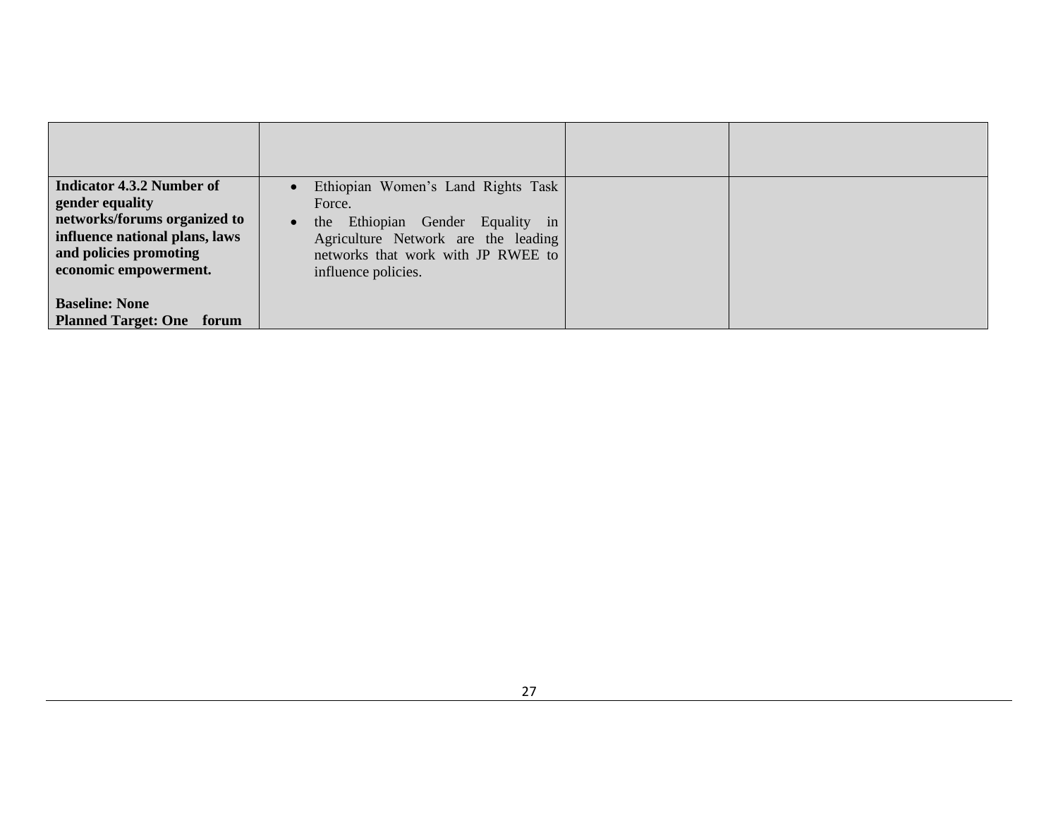| | | | |
|---|---|---|---|
| **Indicator 4.3.2 Number of gender equality networks/forums organized to influence national plans, laws and policies promoting economic empowerment.**<br><br>**Baseline: None**<br>**Planned Target: One forum** | • Ethiopian Women's Land Rights Task Force.<br>• the Ethiopian Gender Equality in Agriculture Network are the leading networks that work with JP RWEE to influence policies. | | |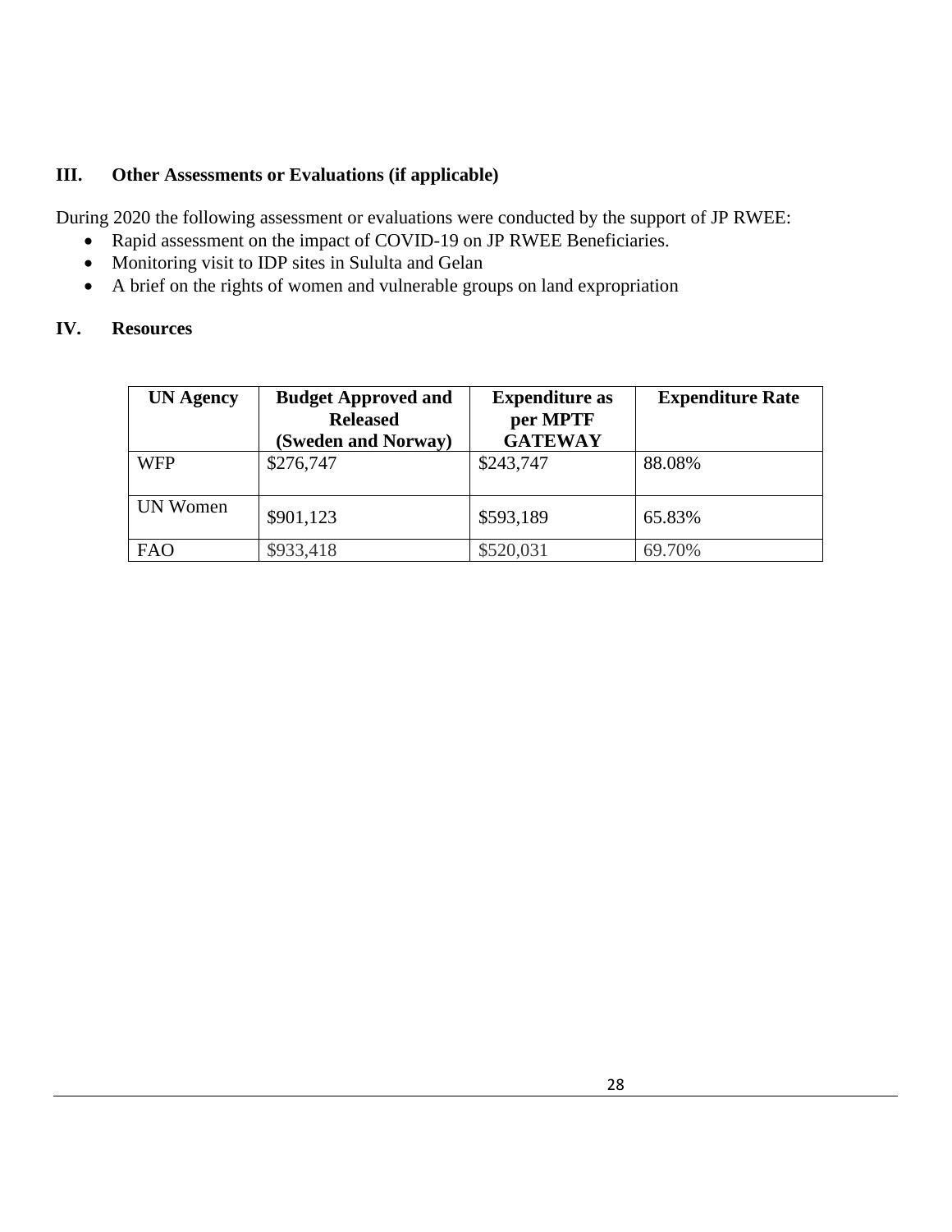## III. Other Assessments or Evaluations (if applicable)

During 2020 the following assessment or evaluations were conducted by the support of JP RWEE:

- Rapid assessment on the impact of COVID-19 on JP RWEE Beneficiaries.
- Monitoring visit to IDP sites in Sululta and Gelan
- A brief on the rights of women and vulnerable groups on land expropriation

## IV. Resources

| UN Agency | Budget Approved and Released (Sweden and Norway) | Expenditure as per MPTF GATEWAY | Expenditure Rate |
|---|---|---|---|
| WFP | $276,747 | $243,747 | 88.08% |
| UN Women | $901,123 | $593,189 | 65.83% |
| FAO | $933,418 | $520,031 | 69.70% |